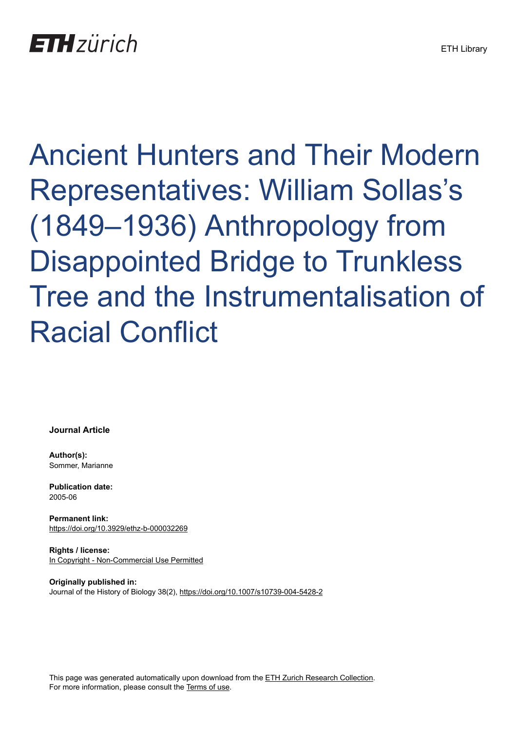ETH zürich

ETH Library

# Ancient Hunters and Their Modern Representatives: William Sollas's (1849–1936) Anthropology from Disappointed Bridge to Trunkless Tree and the Instrumentalisation of Racial Conflict

**Journal Article**

**Author(s):**
Sommer, Marianne

**Publication date:**
2005-06

**Permanent link:**
https://doi.org/10.3929/ethz-b-000032269

**Rights / license:**
In Copyright - Non-Commercial Use Permitted

**Originally published in:**
Journal of the History of Biology 38(2), https://doi.org/10.1007/s10739-004-5428-2

This page was generated automatically upon download from the ETH Zurich Research Collection.
For more information, please consult the Terms of use.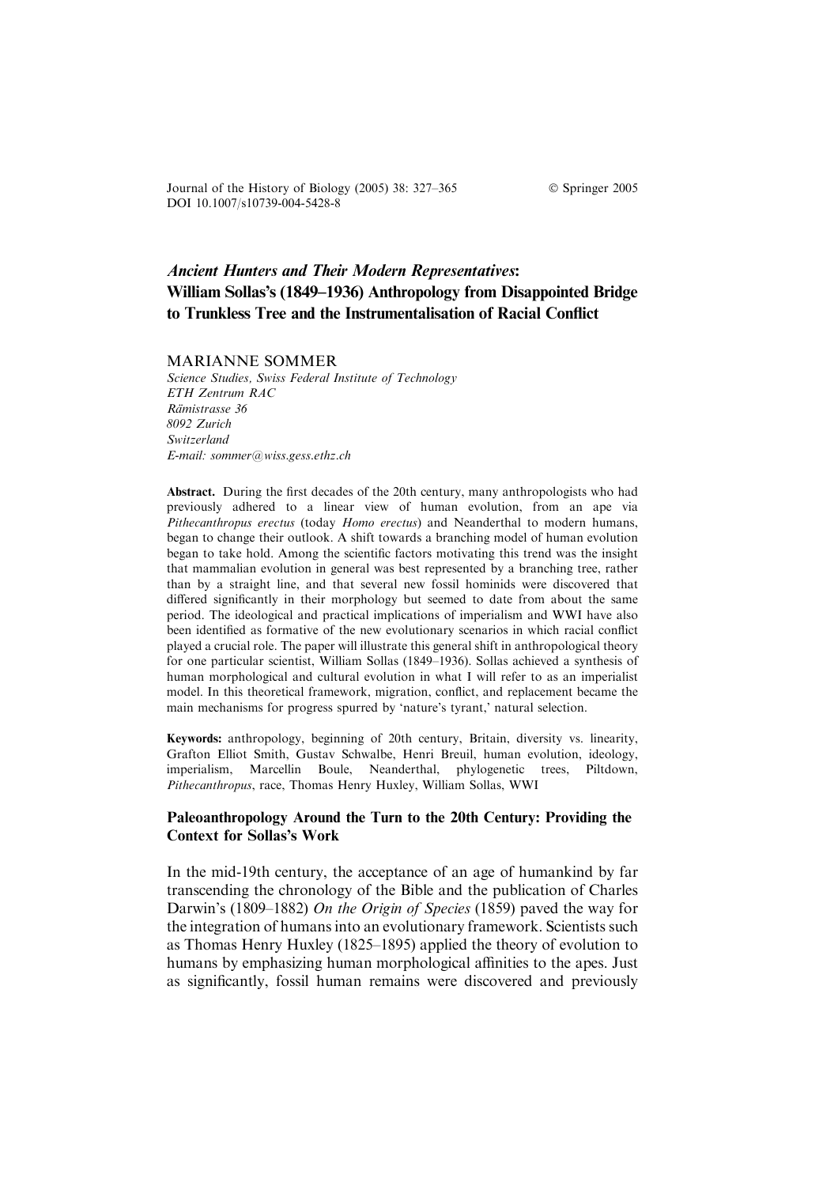# *Ancient Hunters and Their Modern Representatives*: William Sollas's (1849–1936) Anthropology from Disappointed Bridge to Trunkless Tree and the Instrumentalisation of Racial Conflict

MARIANNE SOMMER

*Science Studies, Swiss Federal Institute of Technology*
*ETH Zentrum RAC*
*Rämistrasse 36*
*8092 Zurich*
*Switzerland*
*E-mail: sommer@wiss.gess.ethz.ch*

**Abstract.** During the first decades of the 20th century, many anthropologists who had previously adhered to a linear view of human evolution, from an ape via *Pithecanthropus erectus* (today *Homo erectus*) and Neanderthal to modern humans, began to change their outlook. A shift towards a branching model of human evolution began to take hold. Among the scientific factors motivating this trend was the insight that mammalian evolution in general was best represented by a branching tree, rather than by a straight line, and that several new fossil hominids were discovered that differed significantly in their morphology but seemed to date from about the same period. The ideological and practical implications of imperialism and WWI have also been identified as formative of the new evolutionary scenarios in which racial conflict played a crucial role. The paper will illustrate this general shift in anthropological theory for one particular scientist, William Sollas (1849–1936). Sollas achieved a synthesis of human morphological and cultural evolution in what I will refer to as an imperialist model. In this theoretical framework, migration, conflict, and replacement became the main mechanisms for progress spurred by 'nature's tyrant,' natural selection.

**Keywords:** anthropology, beginning of 20th century, Britain, diversity vs. linearity, Grafton Elliot Smith, Gustav Schwalbe, Henri Breuil, human evolution, ideology, imperialism, Marcellin Boule, Neanderthal, phylogenetic trees, Piltdown, *Pithecanthropus*, race, Thomas Henry Huxley, William Sollas, WWI

## Paleoanthropology Around the Turn to the 20th Century: Providing the Context for Sollas's Work

In the mid-19th century, the acceptance of an age of humankind by far transcending the chronology of the Bible and the publication of Charles Darwin's (1809–1882) *On the Origin of Species* (1859) paved the way for the integration of humans into an evolutionary framework. Scientists such as Thomas Henry Huxley (1825–1895) applied the theory of evolution to humans by emphasizing human morphological affinities to the apes. Just as significantly, fossil human remains were discovered and previously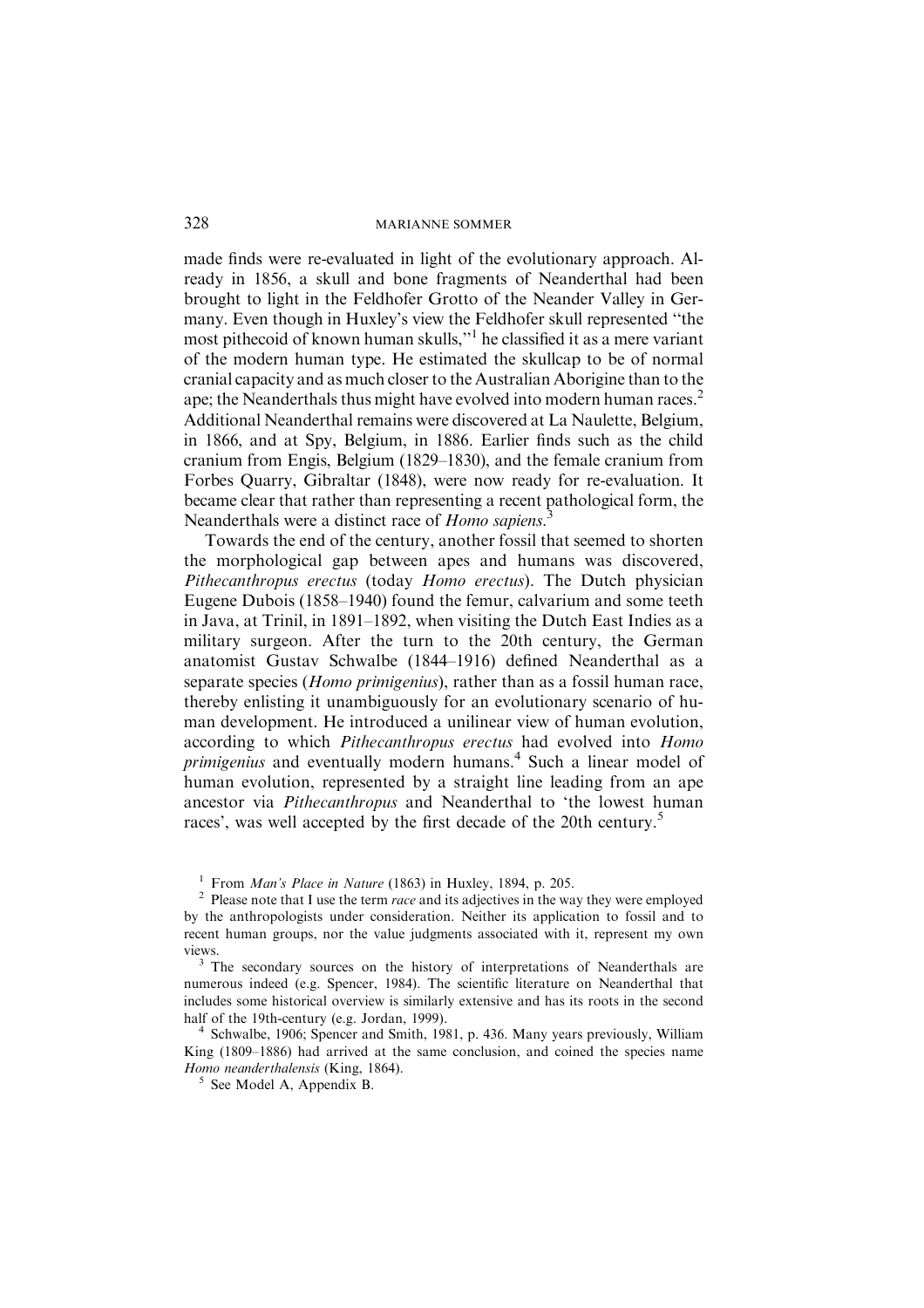made finds were re-evaluated in light of the evolutionary approach. Already in 1856, a skull and bone fragments of Neanderthal had been brought to light in the Feldhofer Grotto of the Neander Valley in Germany. Even though in Huxley's view the Feldhofer skull represented "the most pithecoid of known human skulls,"[1] he classified it as a mere variant of the modern human type. He estimated the skullcap to be of normal cranial capacity and as much closer to the Australian Aborigine than to the ape; the Neanderthals thus might have evolved into modern human races.[2] Additional Neanderthal remains were discovered at La Naulette, Belgium, in 1866, and at Spy, Belgium, in 1886. Earlier finds such as the child cranium from Engis, Belgium (1829–1830), and the female cranium from Forbes Quarry, Gibraltar (1848), were now ready for re-evaluation. It became clear that rather than representing a recent pathological form, the Neanderthals were a distinct race of *Homo sapiens*.[3]

Towards the end of the century, another fossil that seemed to shorten the morphological gap between apes and humans was discovered, *Pithecanthropus erectus* (today *Homo erectus*). The Dutch physician Eugene Dubois (1858–1940) found the femur, calvarium and some teeth in Java, at Trinil, in 1891–1892, when visiting the Dutch East Indies as a military surgeon. After the turn to the 20th century, the German anatomist Gustav Schwalbe (1844–1916) defined Neanderthal as a separate species (*Homo primigenius*), rather than as a fossil human race, thereby enlisting it unambiguously for an evolutionary scenario of human development. He introduced a unilinear view of human evolution, according to which *Pithecanthropus erectus* had evolved into *Homo primigenius* and eventually modern humans.[4] Such a linear model of human evolution, represented by a straight line leading from an ape ancestor via *Pithecanthropus* and Neanderthal to 'the lowest human races', was well accepted by the first decade of the 20th century.[5]

[1] From *Man's Place in Nature* (1863) in Huxley, 1894, p. 205.

[2] Please note that I use the term *race* and its adjectives in the way they were employed by the anthropologists under consideration. Neither its application to fossil and to recent human groups, nor the value judgments associated with it, represent my own views.

[3] The secondary sources on the history of interpretations of Neanderthals are numerous indeed (e.g. Spencer, 1984). The scientific literature on Neanderthal that includes some historical overview is similarly extensive and has its roots in the second half of the 19th-century (e.g. Jordan, 1999).

[4] Schwalbe, 1906; Spencer and Smith, 1981, p. 436. Many years previously, William King (1809–1886) had arrived at the same conclusion, and coined the species name *Homo neanderthalensis* (King, 1864).

[5] See Model A, Appendix B.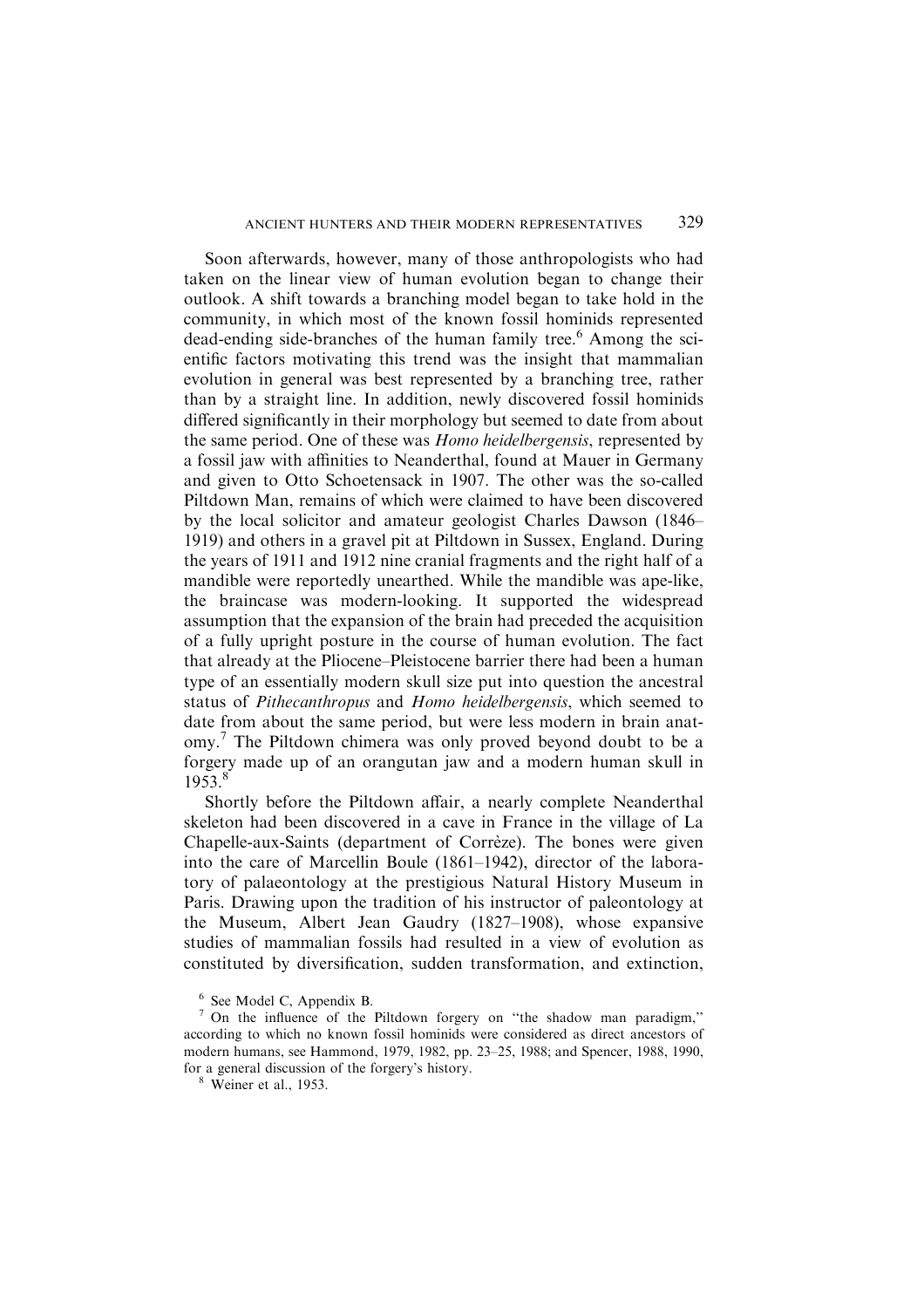Soon afterwards, however, many of those anthropologists who had taken on the linear view of human evolution began to change their outlook. A shift towards a branching model began to take hold in the community, in which most of the known fossil hominids represented dead-ending side-branches of the human family tree.[6] Among the scientific factors motivating this trend was the insight that mammalian evolution in general was best represented by a branching tree, rather than by a straight line. In addition, newly discovered fossil hominids differed significantly in their morphology but seemed to date from about the same period. One of these was *Homo heidelbergensis*, represented by a fossil jaw with affinities to Neanderthal, found at Mauer in Germany and given to Otto Schoetensack in 1907. The other was the so-called Piltdown Man, remains of which were claimed to have been discovered by the local solicitor and amateur geologist Charles Dawson (1846–1919) and others in a gravel pit at Piltdown in Sussex, England. During the years of 1911 and 1912 nine cranial fragments and the right half of a mandible were reportedly unearthed. While the mandible was ape-like, the braincase was modern-looking. It supported the widespread assumption that the expansion of the brain had preceded the acquisition of a fully upright posture in the course of human evolution. The fact that already at the Pliocene–Pleistocene barrier there had been a human type of an essentially modern skull size put into question the ancestral status of *Pithecanthropus* and *Homo heidelbergensis*, which seemed to date from about the same period, but were less modern in brain anatomy.[7] The Piltdown chimera was only proved beyond doubt to be a forgery made up of an orangutan jaw and a modern human skull in 1953.[8]

Shortly before the Piltdown affair, a nearly complete Neanderthal skeleton had been discovered in a cave in France in the village of La Chapelle-aux-Saints (department of Corrèze). The bones were given into the care of Marcellin Boule (1861–1942), director of the laboratory of palaeontology at the prestigious Natural History Museum in Paris. Drawing upon the tradition of his instructor of paleontology at the Museum, Albert Jean Gaudry (1827–1908), whose expansive studies of mammalian fossils had resulted in a view of evolution as constituted by diversification, sudden transformation, and extinction,

---

[6] See Model C, Appendix B.

[7] On the influence of the Piltdown forgery on "the shadow man paradigm," according to which no known fossil hominids were considered as direct ancestors of modern humans, see Hammond, 1979, 1982, pp. 23–25, 1988; and Spencer, 1988, 1990, for a general discussion of the forgery's history.

[8] Weiner et al., 1953.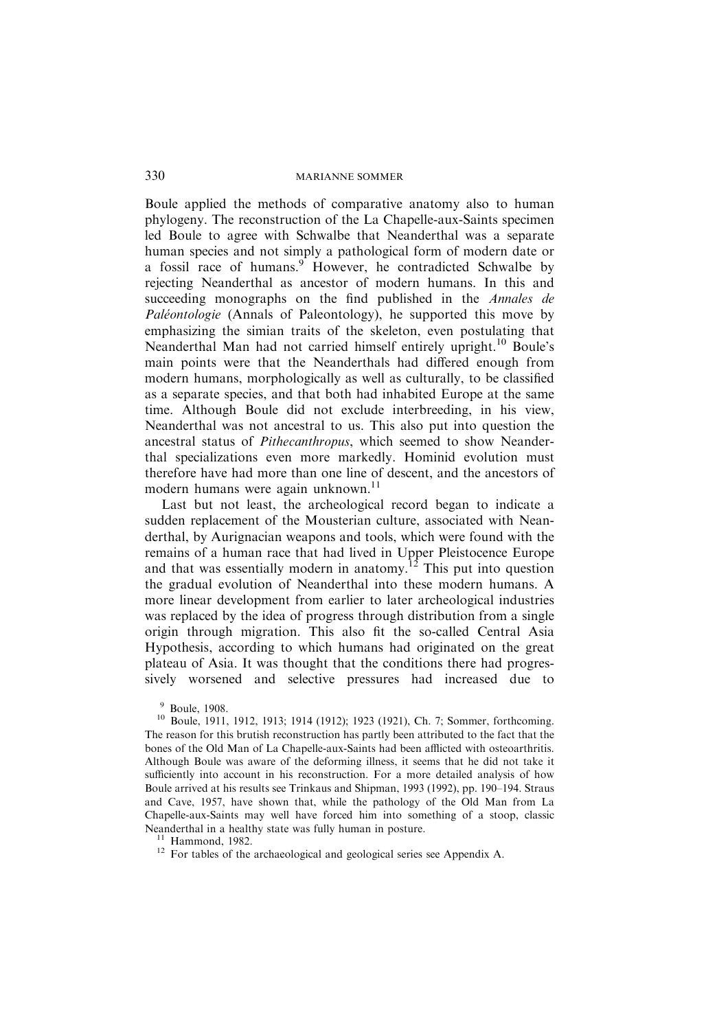Boule applied the methods of comparative anatomy also to human phylogeny. The reconstruction of the La Chapelle-aux-Saints specimen led Boule to agree with Schwalbe that Neanderthal was a separate human species and not simply a pathological form of modern date or a fossil race of humans.[9] However, he contradicted Schwalbe by rejecting Neanderthal as ancestor of modern humans. In this and succeeding monographs on the find published in the *Annales de Paléontologie* (Annals of Paleontology), he supported this move by emphasizing the simian traits of the skeleton, even postulating that Neanderthal Man had not carried himself entirely upright.[10] Boule's main points were that the Neanderthals had differed enough from modern humans, morphologically as well as culturally, to be classified as a separate species, and that both had inhabited Europe at the same time. Although Boule did not exclude interbreeding, in his view, Neanderthal was not ancestral to us. This also put into question the ancestral status of *Pithecanthropus*, which seemed to show Neanderthal specializations even more markedly. Hominid evolution must therefore have had more than one line of descent, and the ancestors of modern humans were again unknown.[11]

Last but not least, the archeological record began to indicate a sudden replacement of the Mousterian culture, associated with Neanderthal, by Aurignacian weapons and tools, which were found with the remains of a human race that had lived in Upper Pleistocene Europe and that was essentially modern in anatomy.[12] This put into question the gradual evolution of Neanderthal into these modern humans. A more linear development from earlier to later archeological industries was replaced by the idea of progress through distribution from a single origin through migration. This also fit the so-called Central Asia Hypothesis, according to which humans had originated on the great plateau of Asia. It was thought that the conditions there had progressively worsened and selective pressures had increased due to

[9] Boule, 1908.

[10] Boule, 1911, 1912, 1913; 1914 (1912); 1923 (1921), Ch. 7; Sommer, forthcoming. The reason for this brutish reconstruction has partly been attributed to the fact that the bones of the Old Man of La Chapelle-aux-Saints had been afflicted with osteoarthritis. Although Boule was aware of the deforming illness, it seems that he did not take it sufficiently into account in his reconstruction. For a more detailed analysis of how Boule arrived at his results see Trinkaus and Shipman, 1993 (1992), pp. 190–194. Straus and Cave, 1957, have shown that, while the pathology of the Old Man from La Chapelle-aux-Saints may well have forced him into something of a stoop, classic Neanderthal in a healthy state was fully human in posture.

[11] Hammond, 1982.

[12] For tables of the archaeological and geological series see Appendix A.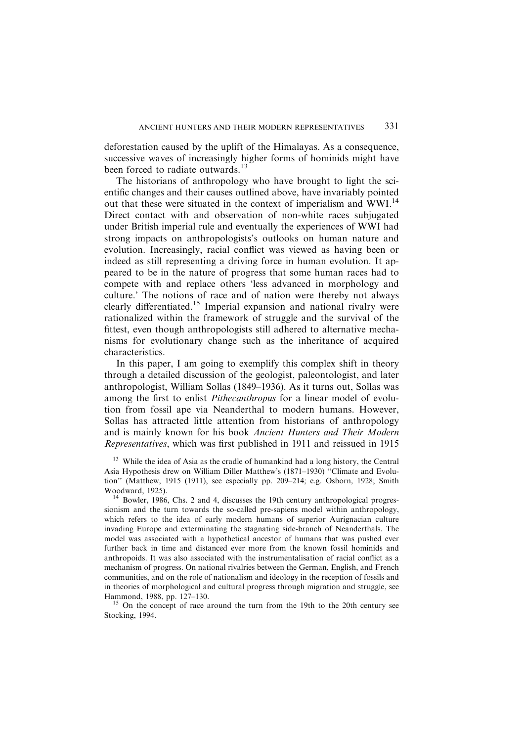deforestation caused by the uplift of the Himalayas. As a consequence, successive waves of increasingly higher forms of hominids might have been forced to radiate outwards.[13]

The historians of anthropology who have brought to light the scientific changes and their causes outlined above, have invariably pointed out that these were situated in the context of imperialism and WWI.[14] Direct contact with and observation of non-white races subjugated under British imperial rule and eventually the experiences of WWI had strong impacts on anthropologists's outlooks on human nature and evolution. Increasingly, racial conflict was viewed as having been or indeed as still representing a driving force in human evolution. It appeared to be in the nature of progress that some human races had to compete with and replace others 'less advanced in morphology and culture.' The notions of race and of nation were thereby not always clearly differentiated.[15] Imperial expansion and national rivalry were rationalized within the framework of struggle and the survival of the fittest, even though anthropologists still adhered to alternative mechanisms for evolutionary change such as the inheritance of acquired characteristics.

In this paper, I am going to exemplify this complex shift in theory through a detailed discussion of the geologist, paleontologist, and later anthropologist, William Sollas (1849–1936). As it turns out, Sollas was among the first to enlist *Pithecanthropus* for a linear model of evolution from fossil ape via Neanderthal to modern humans. However, Sollas has attracted little attention from historians of anthropology and is mainly known for his book *Ancient Hunters and Their Modern Representatives*, which was first published in 1911 and reissued in 1915

[13] While the idea of Asia as the cradle of humankind had a long history, the Central Asia Hypothesis drew on William Diller Matthew's (1871–1930) "Climate and Evolution" (Matthew, 1915 (1911), see especially pp. 209–214; e.g. Osborn, 1928; Smith Woodward, 1925).

[14] Bowler, 1986, Chs. 2 and 4, discusses the 19th century anthropological progressionism and the turn towards the so-called pre-sapiens model within anthropology, which refers to the idea of early modern humans of superior Aurignacian culture invading Europe and exterminating the stagnating side-branch of Neanderthals. The model was associated with a hypothetical ancestor of humans that was pushed ever further back in time and distanced ever more from the known fossil hominids and anthropoids. It was also associated with the instrumentalisation of racial conflict as a mechanism of progress. On national rivalries between the German, English, and French communities, and on the role of nationalism and ideology in the reception of fossils and in theories of morphological and cultural progress through migration and struggle, see Hammond, 1988, pp. 127–130.

[15] On the concept of race around the turn from the 19th to the 20th century see Stocking, 1994.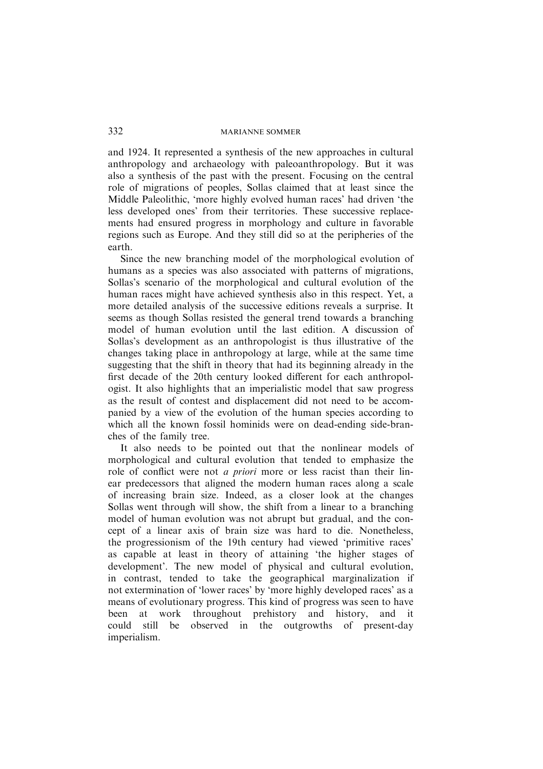and 1924. It represented a synthesis of the new approaches in cultural anthropology and archaeology with paleoanthropology. But it was also a synthesis of the past with the present. Focusing on the central role of migrations of peoples, Sollas claimed that at least since the Middle Paleolithic, 'more highly evolved human races' had driven 'the less developed ones' from their territories. These successive replacements had ensured progress in morphology and culture in favorable regions such as Europe. And they still did so at the peripheries of the earth.

Since the new branching model of the morphological evolution of humans as a species was also associated with patterns of migrations, Sollas's scenario of the morphological and cultural evolution of the human races might have achieved synthesis also in this respect. Yet, a more detailed analysis of the successive editions reveals a surprise. It seems as though Sollas resisted the general trend towards a branching model of human evolution until the last edition. A discussion of Sollas's development as an anthropologist is thus illustrative of the changes taking place in anthropology at large, while at the same time suggesting that the shift in theory that had its beginning already in the first decade of the 20th century looked different for each anthropologist. It also highlights that an imperialistic model that saw progress as the result of contest and displacement did not need to be accompanied by a view of the evolution of the human species according to which all the known fossil hominids were on dead-ending side-branches of the family tree.

It also needs to be pointed out that the nonlinear models of morphological and cultural evolution that tended to emphasize the role of conflict were not *a priori* more or less racist than their linear predecessors that aligned the modern human races along a scale of increasing brain size. Indeed, as a closer look at the changes Sollas went through will show, the shift from a linear to a branching model of human evolution was not abrupt but gradual, and the concept of a linear axis of brain size was hard to die. Nonetheless, the progressionism of the 19th century had viewed 'primitive races' as capable at least in theory of attaining 'the higher stages of development'. The new model of physical and cultural evolution, in contrast, tended to take the geographical marginalization if not extermination of 'lower races' by 'more highly developed races' as a means of evolutionary progress. This kind of progress was seen to have been at work throughout prehistory and history, and it could still be observed in the outgrowths of present-day imperialism.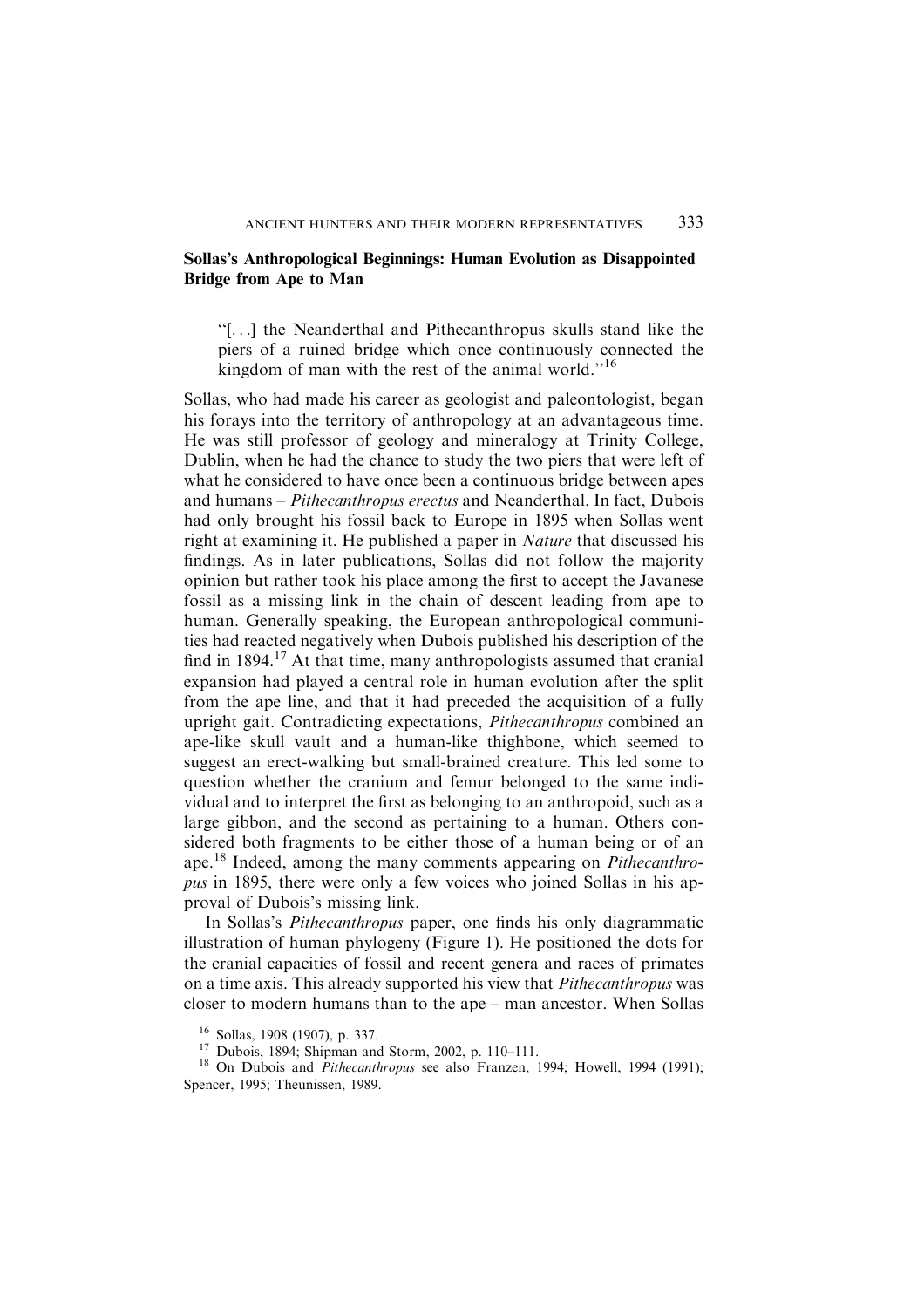## Sollas's Anthropological Beginnings: Human Evolution as Disappointed Bridge from Ape to Man

> "[...] the Neanderthal and Pithecanthropus skulls stand like the piers of a ruined bridge which once continuously connected the kingdom of man with the rest of the animal world."[16]

Sollas, who had made his career as geologist and paleontologist, began his forays into the territory of anthropology at an advantageous time. He was still professor of geology and mineralogy at Trinity College, Dublin, when he had the chance to study the two piers that were left of what he considered to have once been a continuous bridge between apes and humans – *Pithecanthropus erectus* and Neanderthal. In fact, Dubois had only brought his fossil back to Europe in 1895 when Sollas went right at examining it. He published a paper in *Nature* that discussed his findings. As in later publications, Sollas did not follow the majority opinion but rather took his place among the first to accept the Javanese fossil as a missing link in the chain of descent leading from ape to human. Generally speaking, the European anthropological communities had reacted negatively when Dubois published his description of the find in 1894.[17] At that time, many anthropologists assumed that cranial expansion had played a central role in human evolution after the split from the ape line, and that it had preceded the acquisition of a fully upright gait. Contradicting expectations, *Pithecanthropus* combined an ape-like skull vault and a human-like thighbone, which seemed to suggest an erect-walking but small-brained creature. This led some to question whether the cranium and femur belonged to the same individual and to interpret the first as belonging to an anthropoid, such as a large gibbon, and the second as pertaining to a human. Others considered both fragments to be either those of a human being or of an ape.[18] Indeed, among the many comments appearing on *Pithecanthropus* in 1895, there were only a few voices who joined Sollas in his approval of Dubois's missing link.

In Sollas's *Pithecanthropus* paper, one finds his only diagrammatic illustration of human phylogeny (Figure 1). He positioned the dots for the cranial capacities of fossil and recent genera and races of primates on a time axis. This already supported his view that *Pithecanthropus* was closer to modern humans than to the ape – man ancestor. When Sollas

[16] Sollas, 1908 (1907), p. 337.

[17] Dubois, 1894; Shipman and Storm, 2002, p. 110–111.

[18] On Dubois and *Pithecanthropus* see also Franzen, 1994; Howell, 1994 (1991); Spencer, 1995; Theunissen, 1989.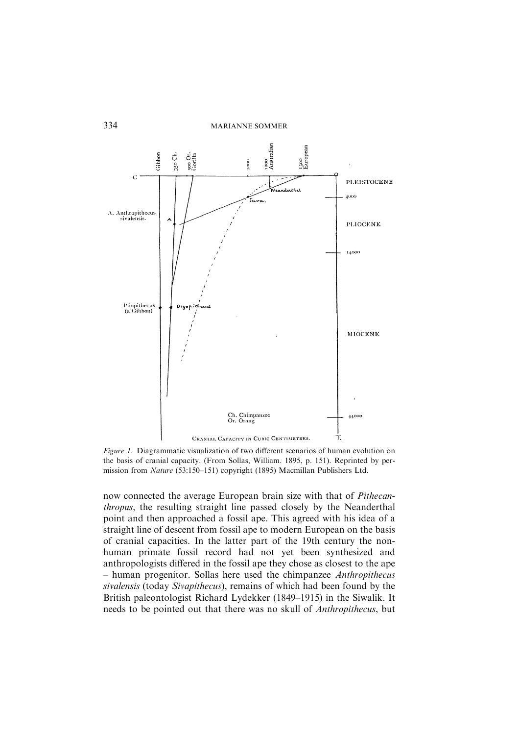*Figure 1.* Diagrammatic visualization of two different scenarios of human evolution on the basis of cranial capacity. (From Sollas, William. 1895, p. 151). Reprinted by permission from *Nature* (53:150–151) copyright (1895) Macmillan Publishers Ltd.

now connected the average European brain size with that of *Pithecanthropus*, the resulting straight line passed closely by the Neanderthal point and then approached a fossil ape. This agreed with his idea of a straight line of descent from fossil ape to modern European on the basis of cranial capacities. In the latter part of the 19th century the non-human primate fossil record had not yet been synthesized and anthropologists differed in the fossil ape they chose as closest to the ape – human progenitor. Sollas here used the chimpanzee *Anthropithecus sivalensis* (today *Sivapithecus*), remains of which had been found by the British paleontologist Richard Lydekker (1849–1915) in the Siwalik. It needs to be pointed out that there was no skull of *Anthropithecus*, but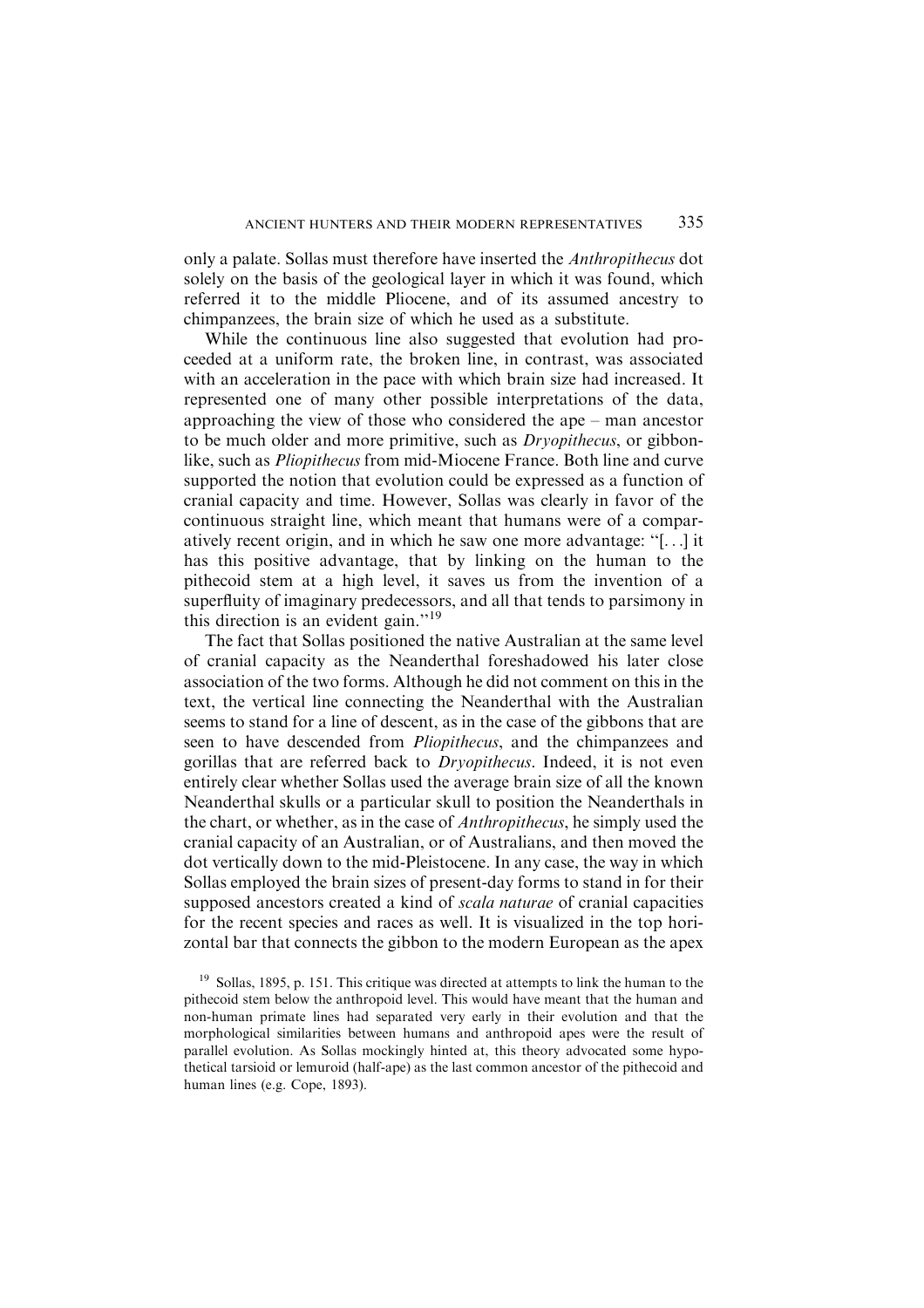only a palate. Sollas must therefore have inserted the *Anthropithecus* dot solely on the basis of the geological layer in which it was found, which referred it to the middle Pliocene, and of its assumed ancestry to chimpanzees, the brain size of which he used as a substitute.

While the continuous line also suggested that evolution had proceeded at a uniform rate, the broken line, in contrast, was associated with an acceleration in the pace with which brain size had increased. It represented one of many other possible interpretations of the data, approaching the view of those who considered the ape – man ancestor to be much older and more primitive, such as *Dryopithecus*, or gibbon-like, such as *Pliopithecus* from mid-Miocene France. Both line and curve supported the notion that evolution could be expressed as a function of cranial capacity and time. However, Sollas was clearly in favor of the continuous straight line, which meant that humans were of a comparatively recent origin, and in which he saw one more advantage: "[...] it has this positive advantage, that by linking on the human to the pithecoid stem at a high level, it saves us from the invention of a superfluity of imaginary predecessors, and all that tends to parsimony in this direction is an evident gain."[19]

The fact that Sollas positioned the native Australian at the same level of cranial capacity as the Neanderthal foreshadowed his later close association of the two forms. Although he did not comment on this in the text, the vertical line connecting the Neanderthal with the Australian seems to stand for a line of descent, as in the case of the gibbons that are seen to have descended from *Pliopithecus*, and the chimpanzees and gorillas that are referred back to *Dryopithecus*. Indeed, it is not even entirely clear whether Sollas used the average brain size of all the known Neanderthal skulls or a particular skull to position the Neanderthals in the chart, or whether, as in the case of *Anthropithecus*, he simply used the cranial capacity of an Australian, or of Australians, and then moved the dot vertically down to the mid-Pleistocene. In any case, the way in which Sollas employed the brain sizes of present-day forms to stand in for their supposed ancestors created a kind of *scala naturae* of cranial capacities for the recent species and races as well. It is visualized in the top horizontal bar that connects the gibbon to the modern European as the apex

[19] Sollas, 1895, p. 151. This critique was directed at attempts to link the human to the pithecoid stem below the anthropoid level. This would have meant that the human and non-human primate lines had separated very early in their evolution and that the morphological similarities between humans and anthropoid apes were the result of parallel evolution. As Sollas mockingly hinted at, this theory advocated some hypothetical tarsioid or lemuroid (half-ape) as the last common ancestor of the pithecoid and human lines (e.g. Cope, 1893).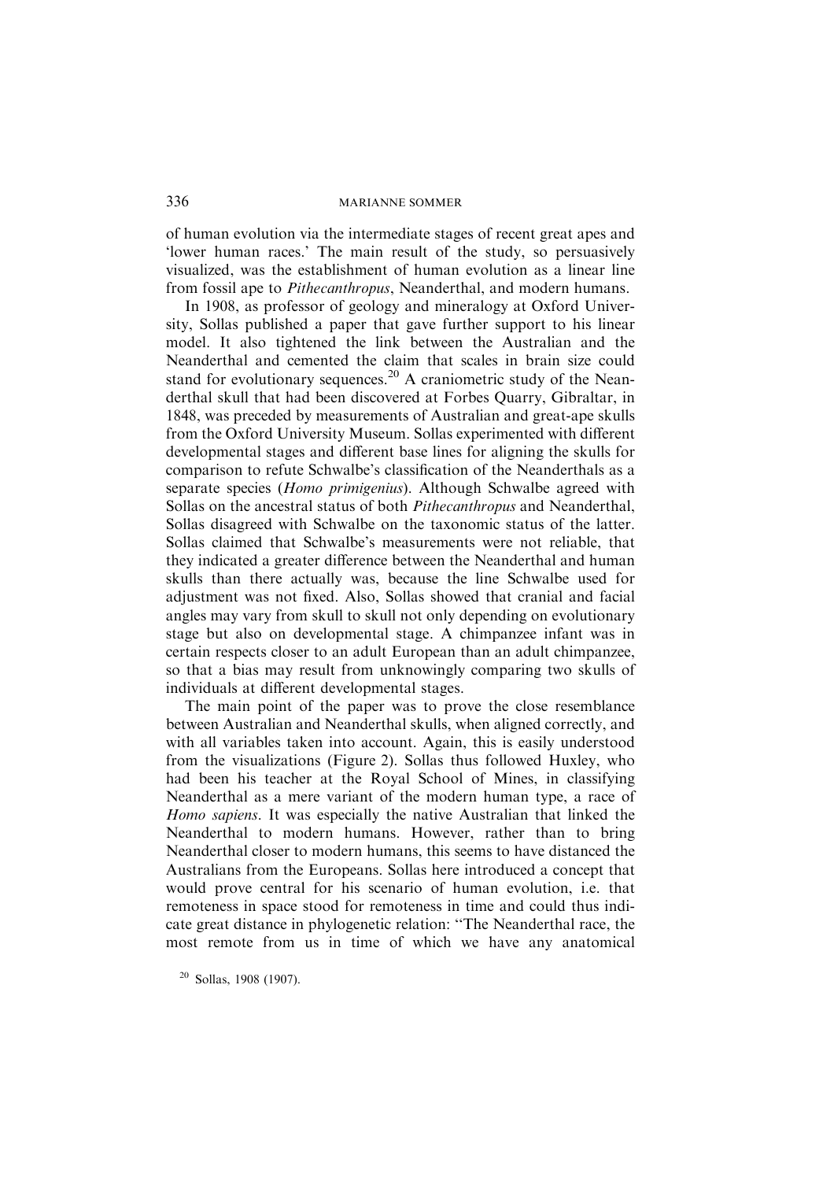of human evolution via the intermediate stages of recent great apes and 'lower human races.' The main result of the study, so persuasively visualized, was the establishment of human evolution as a linear line from fossil ape to *Pithecanthropus*, Neanderthal, and modern humans.

In 1908, as professor of geology and mineralogy at Oxford University, Sollas published a paper that gave further support to his linear model. It also tightened the link between the Australian and the Neanderthal and cemented the claim that scales in brain size could stand for evolutionary sequences.[20] A craniometric study of the Neanderthal skull that had been discovered at Forbes Quarry, Gibraltar, in 1848, was preceded by measurements of Australian and great-ape skulls from the Oxford University Museum. Sollas experimented with different developmental stages and different base lines for aligning the skulls for comparison to refute Schwalbe's classification of the Neanderthals as a separate species (*Homo primigenius*). Although Schwalbe agreed with Sollas on the ancestral status of both *Pithecanthropus* and Neanderthal, Sollas disagreed with Schwalbe on the taxonomic status of the latter. Sollas claimed that Schwalbe's measurements were not reliable, that they indicated a greater difference between the Neanderthal and human skulls than there actually was, because the line Schwalbe used for adjustment was not fixed. Also, Sollas showed that cranial and facial angles may vary from skull to skull not only depending on evolutionary stage but also on developmental stage. A chimpanzee infant was in certain respects closer to an adult European than an adult chimpanzee, so that a bias may result from unknowingly comparing two skulls of individuals at different developmental stages.

The main point of the paper was to prove the close resemblance between Australian and Neanderthal skulls, when aligned correctly, and with all variables taken into account. Again, this is easily understood from the visualizations (Figure 2). Sollas thus followed Huxley, who had been his teacher at the Royal School of Mines, in classifying Neanderthal as a mere variant of the modern human type, a race of *Homo sapiens*. It was especially the native Australian that linked the Neanderthal to modern humans. However, rather than to bring Neanderthal closer to modern humans, this seems to have distanced the Australians from the Europeans. Sollas here introduced a concept that would prove central for his scenario of human evolution, i.e. that remoteness in space stood for remoteness in time and could thus indicate great distance in phylogenetic relation: "The Neanderthal race, the most remote from us in time of which we have any anatomical

[20] Sollas, 1908 (1907).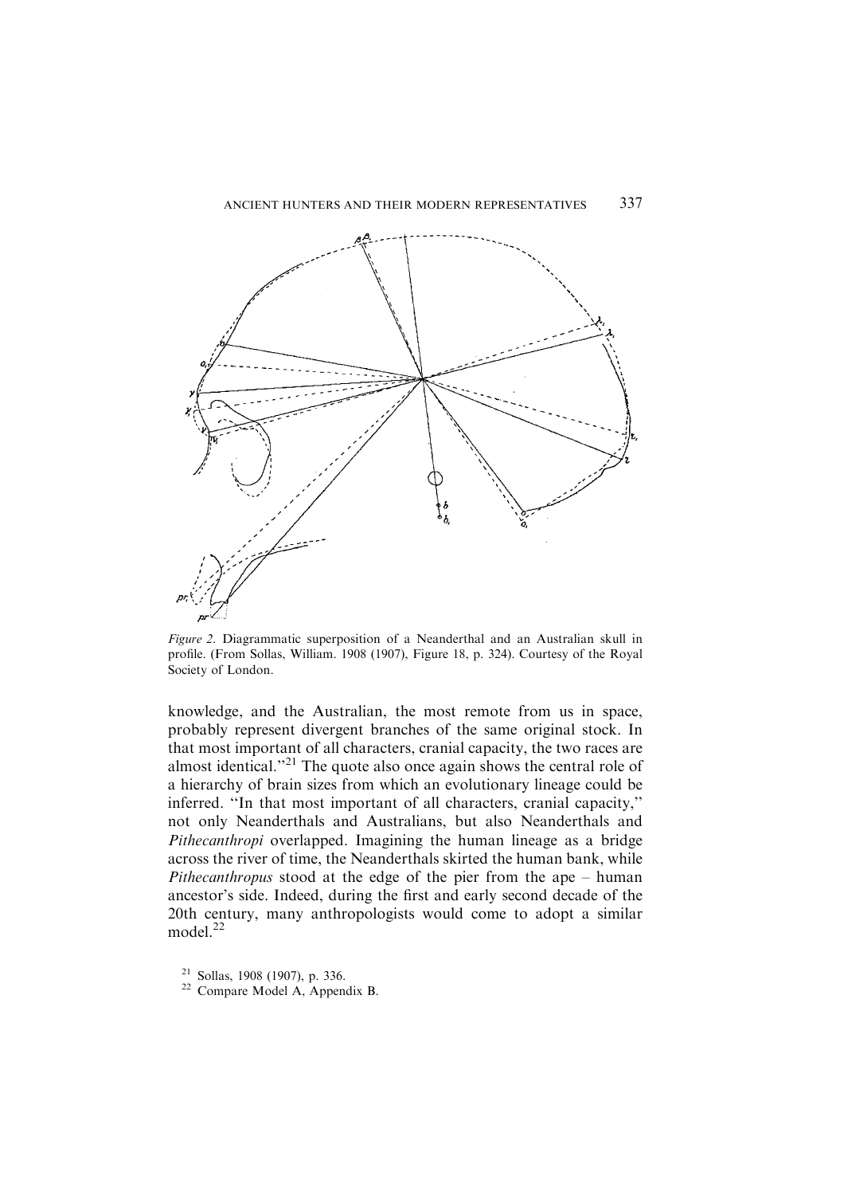*Figure 2*. Diagrammatic superposition of a Neanderthal and an Australian skull in profile. (From Sollas, William. 1908 (1907), Figure 18, p. 324). Courtesy of the Royal Society of London.

knowledge, and the Australian, the most remote from us in space, probably represent divergent branches of the same original stock. In that most important of all characters, cranial capacity, the two races are almost identical."[21] The quote also once again shows the central role of a hierarchy of brain sizes from which an evolutionary lineage could be inferred. "In that most important of all characters, cranial capacity," not only Neanderthals and Australians, but also Neanderthals and *Pithecanthropi* overlapped. Imagining the human lineage as a bridge across the river of time, the Neanderthals skirted the human bank, while *Pithecanthropus* stood at the edge of the pier from the ape – human ancestor's side. Indeed, during the first and early second decade of the 20th century, many anthropologists would come to adopt a similar model.[22]

[21] Sollas, 1908 (1907), p. 336.

[22] Compare Model A, Appendix B.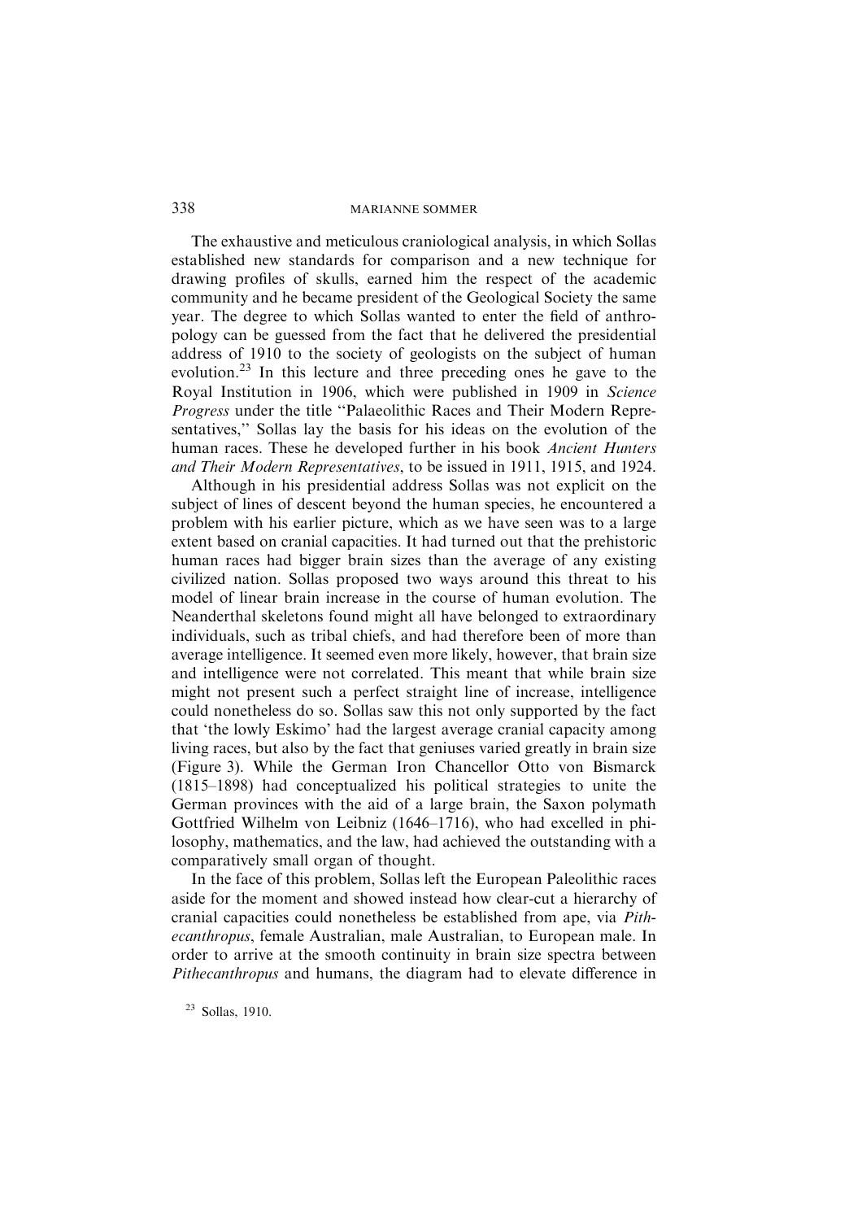The exhaustive and meticulous craniological analysis, in which Sollas established new standards for comparison and a new technique for drawing profiles of skulls, earned him the respect of the academic community and he became president of the Geological Society the same year. The degree to which Sollas wanted to enter the field of anthropology can be guessed from the fact that he delivered the presidential address of 1910 to the society of geologists on the subject of human evolution.[23] In this lecture and three preceding ones he gave to the Royal Institution in 1906, which were published in 1909 in *Science Progress* under the title "Palaeolithic Races and Their Modern Representatives," Sollas lay the basis for his ideas on the evolution of the human races. These he developed further in his book *Ancient Hunters and Their Modern Representatives*, to be issued in 1911, 1915, and 1924.

Although in his presidential address Sollas was not explicit on the subject of lines of descent beyond the human species, he encountered a problem with his earlier picture, which as we have seen was to a large extent based on cranial capacities. It had turned out that the prehistoric human races had bigger brain sizes than the average of any existing civilized nation. Sollas proposed two ways around this threat to his model of linear brain increase in the course of human evolution. The Neanderthal skeletons found might all have belonged to extraordinary individuals, such as tribal chiefs, and had therefore been of more than average intelligence. It seemed even more likely, however, that brain size and intelligence were not correlated. This meant that while brain size might not present such a perfect straight line of increase, intelligence could nonetheless do so. Sollas saw this not only supported by the fact that 'the lowly Eskimo' had the largest average cranial capacity among living races, but also by the fact that geniuses varied greatly in brain size (Figure 3). While the German Iron Chancellor Otto von Bismarck (1815–1898) had conceptualized his political strategies to unite the German provinces with the aid of a large brain, the Saxon polymath Gottfried Wilhelm von Leibniz (1646–1716), who had excelled in philosophy, mathematics, and the law, had achieved the outstanding with a comparatively small organ of thought.

In the face of this problem, Sollas left the European Paleolithic races aside for the moment and showed instead how clear-cut a hierarchy of cranial capacities could nonetheless be established from ape, via *Pithecanthropus*, female Australian, male Australian, to European male. In order to arrive at the smooth continuity in brain size spectra between *Pithecanthropus* and humans, the diagram had to elevate difference in

[23] Sollas, 1910.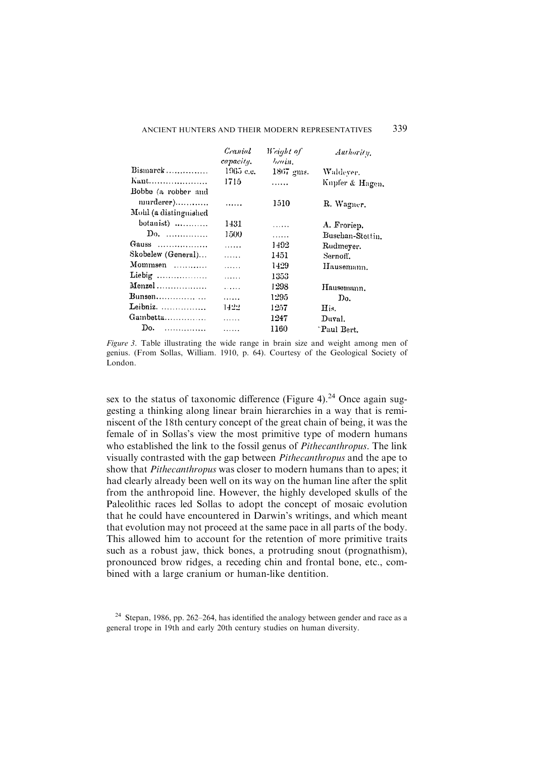| | Cranial capacity. | Weight of brain. | Authority. |
|---|---|---|---|
| Bismarck............... | 1965 c.c. | 1867 gms. | Waldeyer. |
| Kant..................... | 1715 | ...... | Kupfer & Hagen. |
| Bobbe (a robber and murderer)............ | ...... | 1510 | R. Wagner. |
| Mohl (a distinguished botanist) ............ | 1431 | ...... | A. Froriep. |
| Do. ............... | 1500 | ...... | Buschan-Stettin. |
| Gauss .................. | ...... | 1492 | Rudmeyer. |
| Skobelew (General)... | ...... | 1451 | Sernoff. |
| Mommsen ............ | ...... | 1429 | Hausemann. |
| Liebig .................. | ...... | 1353 | |
| Menzel .................. | ...... | 1298 | Hausemann. |
| Bunsen.............. ... | ...... | 1295 | Do. |
| Leibniz. ................. | 1422 | 1257 | His. |
| Gambetta............... | ...... | 1247 | Duval. |
| Do. ............... | ...... | 1160 | Paul Bert. |

*Figure 3.* Table illustrating the wide range in brain size and weight among men of genius. (From Sollas, William. 1910, p. 64). Courtesy of the Geological Society of London.

sex to the status of taxonomic difference (Figure 4).[24] Once again suggesting a thinking along linear brain hierarchies in a way that is reminiscent of the 18th century concept of the great chain of being, it was the female of in Sollas's view the most primitive type of modern humans who established the link to the fossil genus of *Pithecanthropus*. The link visually contrasted with the gap between *Pithecanthropus* and the ape to show that *Pithecanthropus* was closer to modern humans than to apes; it had clearly already been well on its way on the human line after the split from the anthropoid line. However, the highly developed skulls of the Paleolithic races led Sollas to adopt the concept of mosaic evolution that he could have encountered in Darwin's writings, and which meant that evolution may not proceed at the same pace in all parts of the body. This allowed him to account for the retention of more primitive traits such as a robust jaw, thick bones, a protruding snout (prognathism), pronounced brow ridges, a receding chin and frontal bone, etc., combined with a large cranium or human-like dentition.

[24] Stepan, 1986, pp. 262–264, has identified the analogy between gender and race as a general trope in 19th and early 20th century studies on human diversity.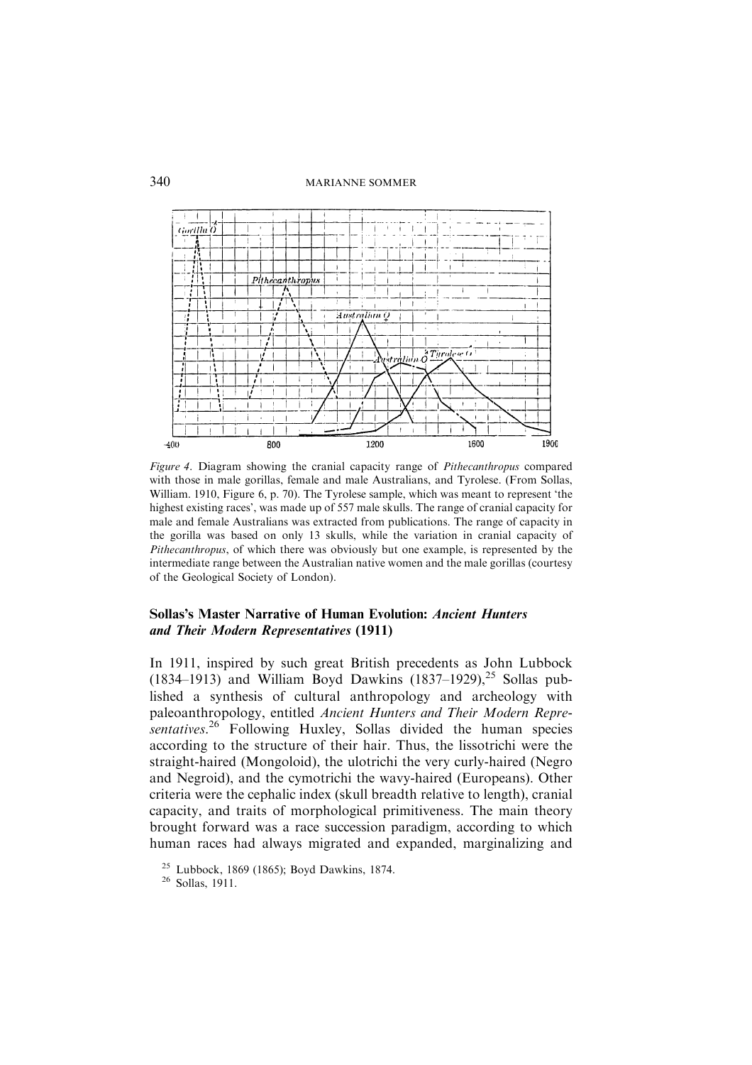*Figure 4*. Diagram showing the cranial capacity range of *Pithecanthropus* compared with those in male gorillas, female and male Australians, and Tyrolese. (From Sollas, William. 1910, Figure 6, p. 70). The Tyrolese sample, which was meant to represent 'the highest existing races', was made up of 557 male skulls. The range of cranial capacity for male and female Australians was extracted from publications. The range of capacity in the gorilla was based on only 13 skulls, while the variation in cranial capacity of *Pithecanthropus*, of which there was obviously but one example, is represented by the intermediate range between the Australian native women and the male gorillas (courtesy of the Geological Society of London).

### Sollas's Master Narrative of Human Evolution: *Ancient Hunters and Their Modern Representatives* (1911)

In 1911, inspired by such great British precedents as John Lubbock (1834–1913) and William Boyd Dawkins (1837–1929),[25] Sollas published a synthesis of cultural anthropology and archeology with paleoanthropology, entitled *Ancient Hunters and Their Modern Representatives*.[26] Following Huxley, Sollas divided the human species according to the structure of their hair. Thus, the lissotrichi were the straight-haired (Mongoloid), the ulotrichi the very curly-haired (Negro and Negroid), and the cymotrichi the wavy-haired (Europeans). Other criteria were the cephalic index (skull breadth relative to length), cranial capacity, and traits of morphological primitiveness. The main theory brought forward was a race succession paradigm, according to which human races had always migrated and expanded, marginalizing and

[25] Lubbock, 1869 (1865); Boyd Dawkins, 1874.

[26] Sollas, 1911.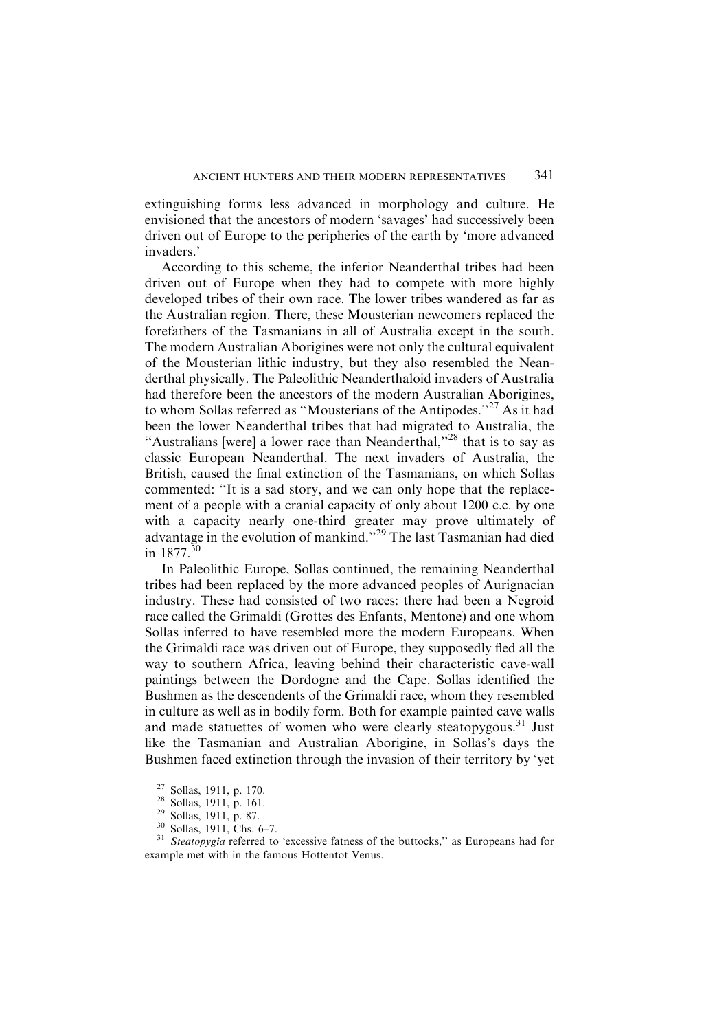extinguishing forms less advanced in morphology and culture. He envisioned that the ancestors of modern 'savages' had successively been driven out of Europe to the peripheries of the earth by 'more advanced invaders.'

According to this scheme, the inferior Neanderthal tribes had been driven out of Europe when they had to compete with more highly developed tribes of their own race. The lower tribes wandered as far as the Australian region. There, these Mousterian newcomers replaced the forefathers of the Tasmanians in all of Australia except in the south. The modern Australian Aborigines were not only the cultural equivalent of the Mousterian lithic industry, but they also resembled the Neanderthal physically. The Paleolithic Neanderthaloid invaders of Australia had therefore been the ancestors of the modern Australian Aborigines, to whom Sollas referred as "Mousterians of the Antipodes."[27] As it had been the lower Neanderthal tribes that had migrated to Australia, the "Australians [were] a lower race than Neanderthal,"[28] that is to say as classic European Neanderthal. The next invaders of Australia, the British, caused the final extinction of the Tasmanians, on which Sollas commented: "It is a sad story, and we can only hope that the replacement of a people with a cranial capacity of only about 1200 c.c. by one with a capacity nearly one-third greater may prove ultimately of advantage in the evolution of mankind."[29] The last Tasmanian had died in 1877.[30]

In Paleolithic Europe, Sollas continued, the remaining Neanderthal tribes had been replaced by the more advanced peoples of Aurignacian industry. These had consisted of two races: there had been a Negroid race called the Grimaldi (Grottes des Enfants, Mentone) and one whom Sollas inferred to have resembled more the modern Europeans. When the Grimaldi race was driven out of Europe, they supposedly fled all the way to southern Africa, leaving behind their characteristic cave-wall paintings between the Dordogne and the Cape. Sollas identified the Bushmen as the descendents of the Grimaldi race, whom they resembled in culture as well as in bodily form. Both for example painted cave walls and made statuettes of women who were clearly steatopygous.[31] Just like the Tasmanian and Australian Aborigine, in Sollas's days the Bushmen faced extinction through the invasion of their territory by 'yet

[27] Sollas, 1911, p. 170.

[28] Sollas, 1911, p. 161.

[29] Sollas, 1911, p. 87.

[30] Sollas, 1911, Chs. 6–7.

[31] *Steatopygia* referred to 'excessive fatness of the buttocks," as Europeans had for example met with in the famous Hottentot Venus.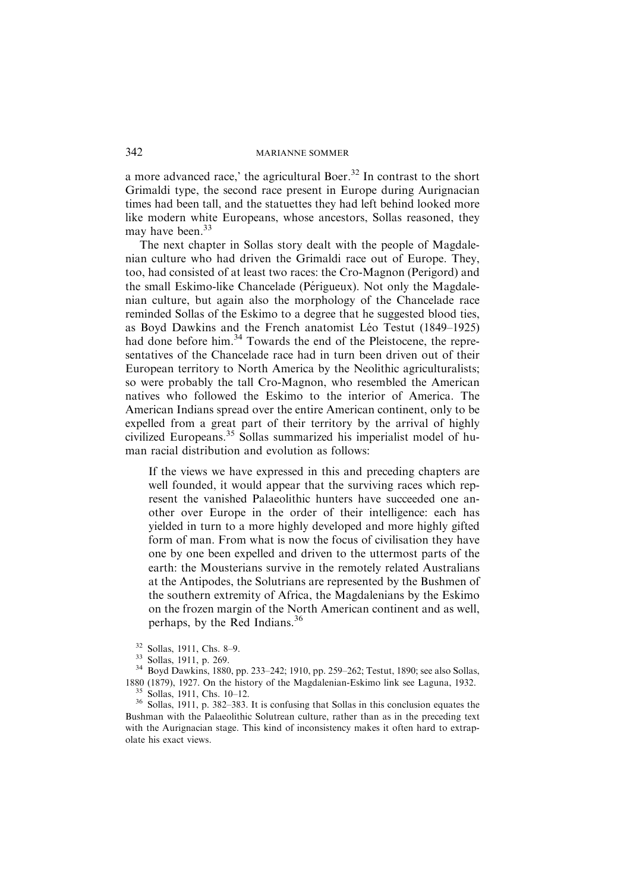a more advanced race,' the agricultural Boer.[32] In contrast to the short Grimaldi type, the second race present in Europe during Aurignacian times had been tall, and the statuettes they had left behind looked more like modern white Europeans, whose ancestors, Sollas reasoned, they may have been.[33]

The next chapter in Sollas story dealt with the people of Magdalenian culture who had driven the Grimaldi race out of Europe. They, too, had consisted of at least two races: the Cro-Magnon (Perigord) and the small Eskimo-like Chancelade (Périgueux). Not only the Magdalenian culture, but again also the morphology of the Chancelade race reminded Sollas of the Eskimo to a degree that he suggested blood ties, as Boyd Dawkins and the French anatomist Léo Testut (1849–1925) had done before him.[34] Towards the end of the Pleistocene, the representatives of the Chancelade race had in turn been driven out of their European territory to North America by the Neolithic agriculturalists; so were probably the tall Cro-Magnon, who resembled the American natives who followed the Eskimo to the interior of America. The American Indians spread over the entire American continent, only to be expelled from a great part of their territory by the arrival of highly civilized Europeans.[35] Sollas summarized his imperialist model of human racial distribution and evolution as follows:

> If the views we have expressed in this and preceding chapters are well founded, it would appear that the surviving races which represent the vanished Palaeolithic hunters have succeeded one another over Europe in the order of their intelligence: each has yielded in turn to a more highly developed and more highly gifted form of man. From what is now the focus of civilisation they have one by one been expelled and driven to the uttermost parts of the earth: the Mousterians survive in the remotely related Australians at the Antipodes, the Solutrians are represented by the Bushmen of the southern extremity of Africa, the Magdalenians by the Eskimo on the frozen margin of the North American continent and as well, perhaps, by the Red Indians.[36]

[32] Sollas, 1911, Chs. 8–9.

[33] Sollas, 1911, p. 269.

[34] Boyd Dawkins, 1880, pp. 233–242; 1910, pp. 259–262; Testut, 1890; see also Sollas, 1880 (1879), 1927. On the history of the Magdalenian-Eskimo link see Laguna, 1932.

[35] Sollas, 1911, Chs. 10–12.

[36] Sollas, 1911, p. 382–383. It is confusing that Sollas in this conclusion equates the Bushman with the Palaeolithic Solutrean culture, rather than as in the preceding text with the Aurignacian stage. This kind of inconsistency makes it often hard to extrapolate his exact views.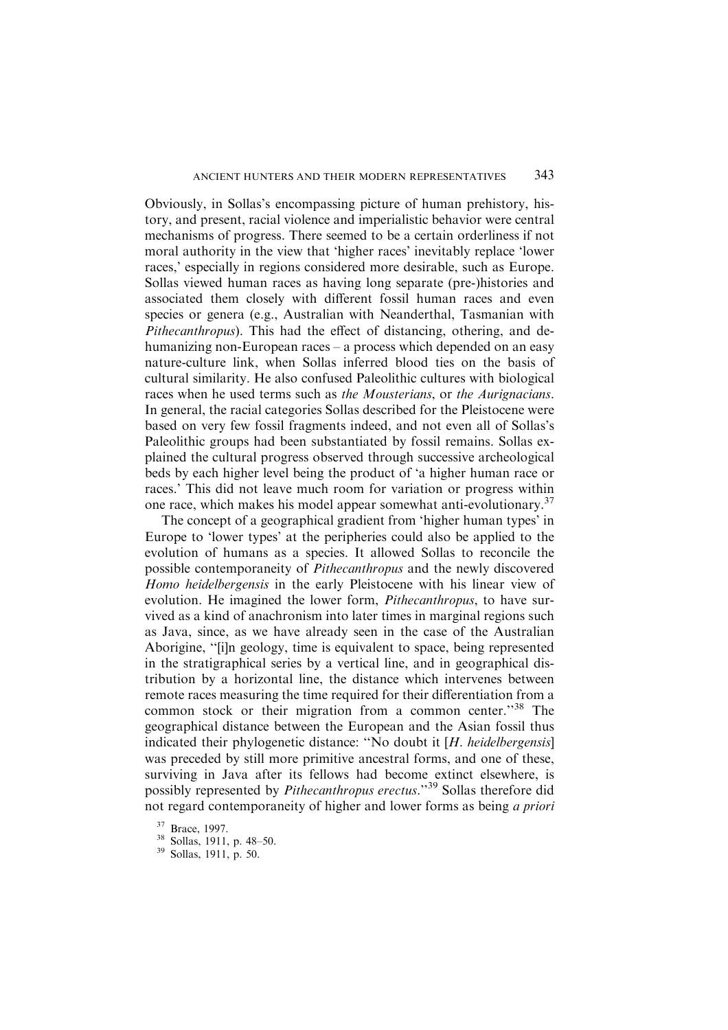Obviously, in Sollas's encompassing picture of human prehistory, history, and present, racial violence and imperialistic behavior were central mechanisms of progress. There seemed to be a certain orderliness if not moral authority in the view that 'higher races' inevitably replace 'lower races,' especially in regions considered more desirable, such as Europe. Sollas viewed human races as having long separate (pre-)histories and associated them closely with different fossil human races and even species or genera (e.g., Australian with Neanderthal, Tasmanian with *Pithecanthropus*). This had the effect of distancing, othering, and dehumanizing non-European races – a process which depended on an easy nature-culture link, when Sollas inferred blood ties on the basis of cultural similarity. He also confused Paleolithic cultures with biological races when he used terms such as *the Mousterians*, or *the Aurignacians*. In general, the racial categories Sollas described for the Pleistocene were based on very few fossil fragments indeed, and not even all of Sollas's Paleolithic groups had been substantiated by fossil remains. Sollas explained the cultural progress observed through successive archeological beds by each higher level being the product of 'a higher human race or races.' This did not leave much room for variation or progress within one race, which makes his model appear somewhat anti-evolutionary.[37]

The concept of a geographical gradient from 'higher human types' in Europe to 'lower types' at the peripheries could also be applied to the evolution of humans as a species. It allowed Sollas to reconcile the possible contemporaneity of *Pithecanthropus* and the newly discovered *Homo heidelbergensis* in the early Pleistocene with his linear view of evolution. He imagined the lower form, *Pithecanthropus*, to have survived as a kind of anachronism into later times in marginal regions such as Java, since, as we have already seen in the case of the Australian Aborigine, "[i]n geology, time is equivalent to space, being represented in the stratigraphical series by a vertical line, and in geographical distribution by a horizontal line, the distance which intervenes between remote races measuring the time required for their differentiation from a common stock or their migration from a common center."[38] The geographical distance between the European and the Asian fossil thus indicated their phylogenetic distance: "No doubt it [*H. heidelbergensis*] was preceded by still more primitive ancestral forms, and one of these, surviving in Java after its fellows had become extinct elsewhere, is possibly represented by *Pithecanthropus erectus*."[39] Sollas therefore did not regard contemporaneity of higher and lower forms as being *a priori*

[37] Brace, 1997.

[38] Sollas, 1911, p. 48–50.

[39] Sollas, 1911, p. 50.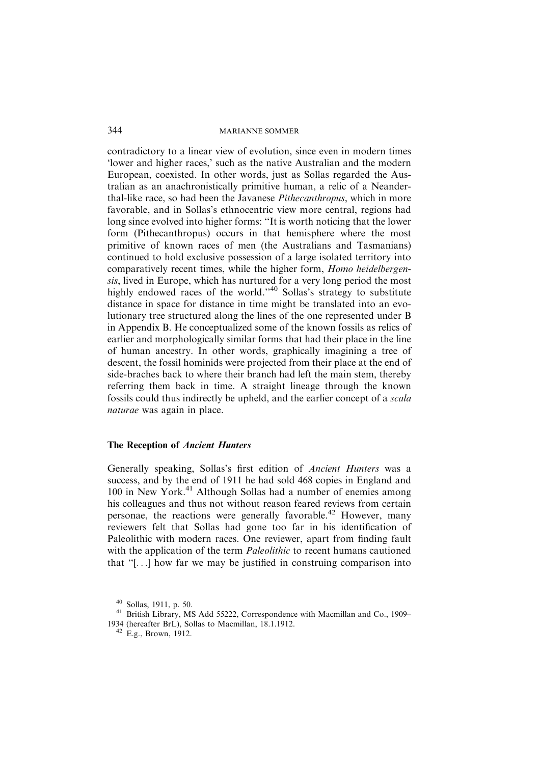contradictory to a linear view of evolution, since even in modern times 'lower and higher races,' such as the native Australian and the modern European, coexisted. In other words, just as Sollas regarded the Australian as an anachronistically primitive human, a relic of a Neanderthal-like race, so had been the Javanese *Pithecanthropus*, which in more favorable, and in Sollas's ethnocentric view more central, regions had long since evolved into higher forms: "It is worth noticing that the lower form (Pithecanthropus) occurs in that hemisphere where the most primitive of known races of men (the Australians and Tasmanians) continued to hold exclusive possession of a large isolated territory into comparatively recent times, while the higher form, *Homo heidelbergensis*, lived in Europe, which has nurtured for a very long period the most highly endowed races of the world."[40] Sollas's strategy to substitute distance in space for distance in time might be translated into an evolutionary tree structured along the lines of the one represented under B in Appendix B. He conceptualized some of the known fossils as relics of earlier and morphologically similar forms that had their place in the line of human ancestry. In other words, graphically imagining a tree of descent, the fossil hominids were projected from their place at the end of side-braches back to where their branch had left the main stem, thereby referring them back in time. A straight lineage through the known fossils could thus indirectly be upheld, and the earlier concept of a *scala naturae* was again in place.

## The Reception of *Ancient Hunters*

Generally speaking, Sollas's first edition of *Ancient Hunters* was a success, and by the end of 1911 he had sold 468 copies in England and 100 in New York.[41] Although Sollas had a number of enemies among his colleagues and thus not without reason feared reviews from certain personae, the reactions were generally favorable.[42] However, many reviewers felt that Sollas had gone too far in his identification of Paleolithic with modern races. One reviewer, apart from finding fault with the application of the term *Paleolithic* to recent humans cautioned that "[...] how far we may be justified in construing comparison into

[40] Sollas, 1911, p. 50.

[41] British Library, MS Add 55222, Correspondence with Macmillan and Co., 1909–1934 (hereafter BrL), Sollas to Macmillan, 18.1.1912.

[42] E.g., Brown, 1912.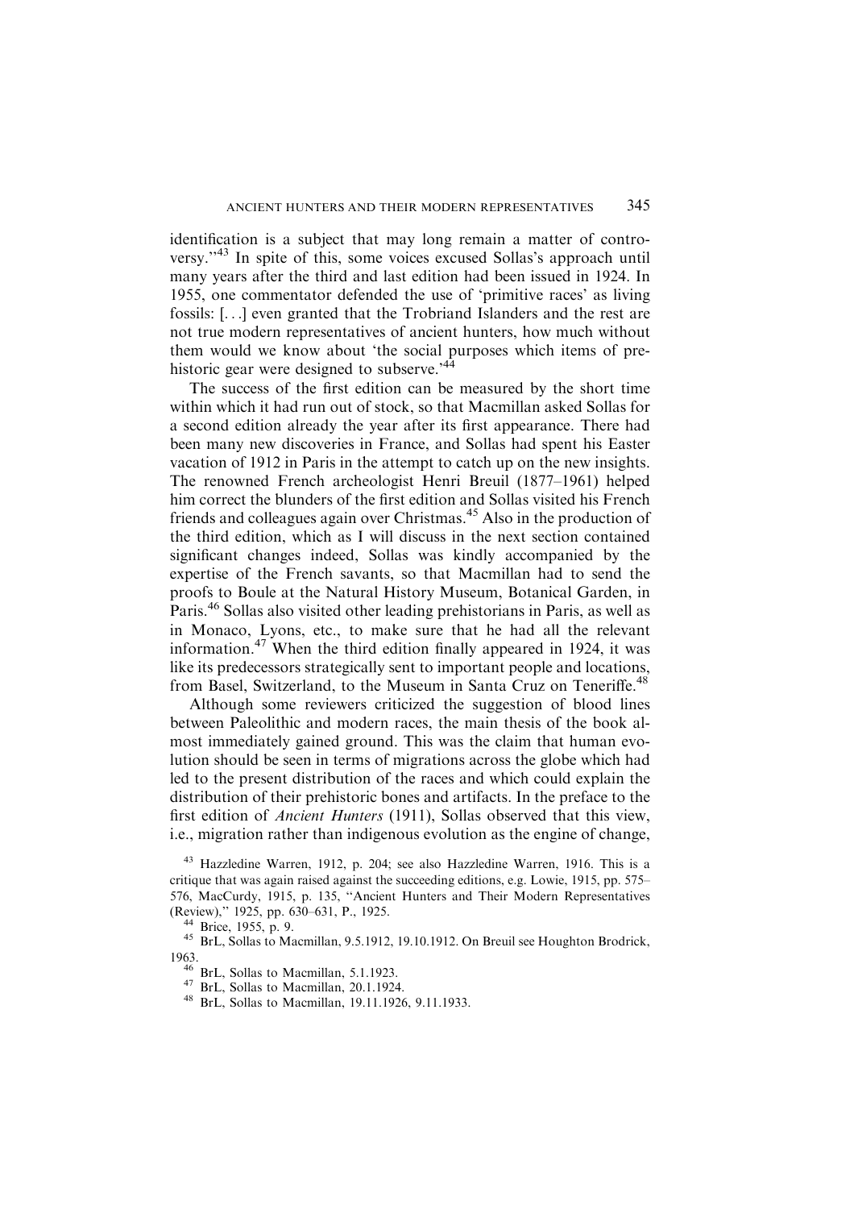identification is a subject that may long remain a matter of controversy."[43] In spite of this, some voices excused Sollas's approach until many years after the third and last edition had been issued in 1924. In 1955, one commentator defended the use of 'primitive races' as living fossils: [...] even granted that the Trobriand Islanders and the rest are not true modern representatives of ancient hunters, how much without them would we know about 'the social purposes which items of prehistoric gear were designed to subserve.'[44]

The success of the first edition can be measured by the short time within which it had run out of stock, so that Macmillan asked Sollas for a second edition already the year after its first appearance. There had been many new discoveries in France, and Sollas had spent his Easter vacation of 1912 in Paris in the attempt to catch up on the new insights. The renowned French archeologist Henri Breuil (1877–1961) helped him correct the blunders of the first edition and Sollas visited his French friends and colleagues again over Christmas.[45] Also in the production of the third edition, which as I will discuss in the next section contained significant changes indeed, Sollas was kindly accompanied by the expertise of the French savants, so that Macmillan had to send the proofs to Boule at the Natural History Museum, Botanical Garden, in Paris.[46] Sollas also visited other leading prehistorians in Paris, as well as in Monaco, Lyons, etc., to make sure that he had all the relevant information.[47] When the third edition finally appeared in 1924, it was like its predecessors strategically sent to important people and locations, from Basel, Switzerland, to the Museum in Santa Cruz on Teneriffe.[48]

Although some reviewers criticized the suggestion of blood lines between Paleolithic and modern races, the main thesis of the book almost immediately gained ground. This was the claim that human evolution should be seen in terms of migrations across the globe which had led to the present distribution of the races and which could explain the distribution of their prehistoric bones and artifacts. In the preface to the first edition of *Ancient Hunters* (1911), Sollas observed that this view, i.e., migration rather than indigenous evolution as the engine of change,

[43] Hazzledine Warren, 1912, p. 204; see also Hazzledine Warren, 1916. This is a critique that was again raised against the succeeding editions, e.g. Lowie, 1915, pp. 575–576, MacCurdy, 1915, p. 135, "Ancient Hunters and Their Modern Representatives (Review)," 1925, pp. 630–631, P., 1925.

[44] Brice, 1955, p. 9.

[45] BrL, Sollas to Macmillan, 9.5.1912, 19.10.1912. On Breuil see Houghton Brodrick, 1963.

[46] BrL, Sollas to Macmillan, 5.1.1923.

[47] BrL, Sollas to Macmillan, 20.1.1924.

[48] BrL, Sollas to Macmillan, 19.11.1926, 9.11.1933.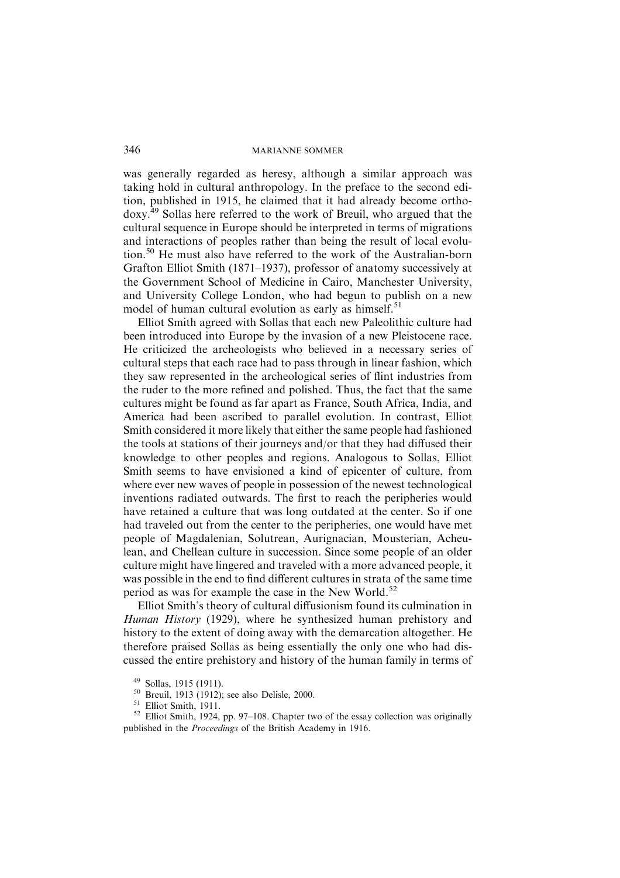was generally regarded as heresy, although a similar approach was taking hold in cultural anthropology. In the preface to the second edition, published in 1915, he claimed that it had already become orthodoxy.[49] Sollas here referred to the work of Breuil, who argued that the cultural sequence in Europe should be interpreted in terms of migrations and interactions of peoples rather than being the result of local evolution.[50] He must also have referred to the work of the Australian-born Grafton Elliot Smith (1871–1937), professor of anatomy successively at the Government School of Medicine in Cairo, Manchester University, and University College London, who had begun to publish on a new model of human cultural evolution as early as himself.[51]

Elliot Smith agreed with Sollas that each new Paleolithic culture had been introduced into Europe by the invasion of a new Pleistocene race. He criticized the archeologists who believed in a necessary series of cultural steps that each race had to pass through in linear fashion, which they saw represented in the archeological series of flint industries from the ruder to the more refined and polished. Thus, the fact that the same cultures might be found as far apart as France, South Africa, India, and America had been ascribed to parallel evolution. In contrast, Elliot Smith considered it more likely that either the same people had fashioned the tools at stations of their journeys and/or that they had diffused their knowledge to other peoples and regions. Analogous to Sollas, Elliot Smith seems to have envisioned a kind of epicenter of culture, from where ever new waves of people in possession of the newest technological inventions radiated outwards. The first to reach the peripheries would have retained a culture that was long outdated at the center. So if one had traveled out from the center to the peripheries, one would have met people of Magdalenian, Solutrean, Aurignacian, Mousterian, Acheulean, and Chellean culture in succession. Since some people of an older culture might have lingered and traveled with a more advanced people, it was possible in the end to find different cultures in strata of the same time period as was for example the case in the New World.[52]

Elliot Smith's theory of cultural diffusionism found its culmination in *Human History* (1929), where he synthesized human prehistory and history to the extent of doing away with the demarcation altogether. He therefore praised Sollas as being essentially the only one who had discussed the entire prehistory and history of the human family in terms of

[49] Sollas, 1915 (1911).

[50] Breuil, 1913 (1912); see also Delisle, 2000.

[51] Elliot Smith, 1911.

[52] Elliot Smith, 1924, pp. 97–108. Chapter two of the essay collection was originally published in the *Proceedings* of the British Academy in 1916.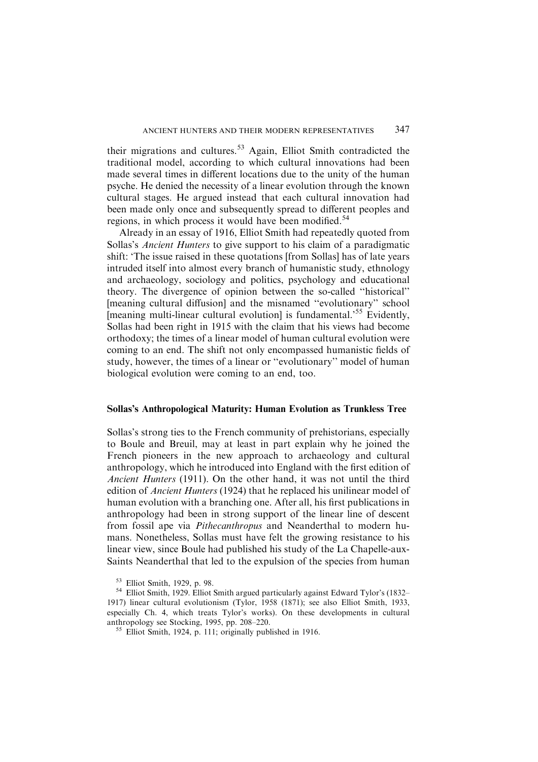their migrations and cultures.[53] Again, Elliot Smith contradicted the traditional model, according to which cultural innovations had been made several times in different locations due to the unity of the human psyche. He denied the necessity of a linear evolution through the known cultural stages. He argued instead that each cultural innovation had been made only once and subsequently spread to different peoples and regions, in which process it would have been modified.[54]

Already in an essay of 1916, Elliot Smith had repeatedly quoted from Sollas's *Ancient Hunters* to give support to his claim of a paradigmatic shift: 'The issue raised in these quotations [from Sollas] has of late years intruded itself into almost every branch of humanistic study, ethnology and archaeology, sociology and politics, psychology and educational theory. The divergence of opinion between the so-called "historical" [meaning cultural diffusion] and the misnamed "evolutionary" school [meaning multi-linear cultural evolution] is fundamental.'[55] Evidently, Sollas had been right in 1915 with the claim that his views had become orthodoxy; the times of a linear model of human cultural evolution were coming to an end. The shift not only encompassed humanistic fields of study, however, the times of a linear or "evolutionary" model of human biological evolution were coming to an end, too.

## Sollas's Anthropological Maturity: Human Evolution as Trunkless Tree

Sollas's strong ties to the French community of prehistorians, especially to Boule and Breuil, may at least in part explain why he joined the French pioneers in the new approach to archaeology and cultural anthropology, which he introduced into England with the first edition of *Ancient Hunters* (1911). On the other hand, it was not until the third edition of *Ancient Hunters* (1924) that he replaced his unilinear model of human evolution with a branching one. After all, his first publications in anthropology had been in strong support of the linear line of descent from fossil ape via *Pithecanthropus* and Neanderthal to modern humans. Nonetheless, Sollas must have felt the growing resistance to his linear view, since Boule had published his study of the La Chapelle-aux-Saints Neanderthal that led to the expulsion of the species from human

[53] Elliot Smith, 1929, p. 98.

[54] Elliot Smith, 1929. Elliot Smith argued particularly against Edward Tylor's (1832–1917) linear cultural evolutionism (Tylor, 1958 (1871); see also Elliot Smith, 1933, especially Ch. 4, which treats Tylor's works). On these developments in cultural anthropology see Stocking, 1995, pp. 208–220.

[55] Elliot Smith, 1924, p. 111; originally published in 1916.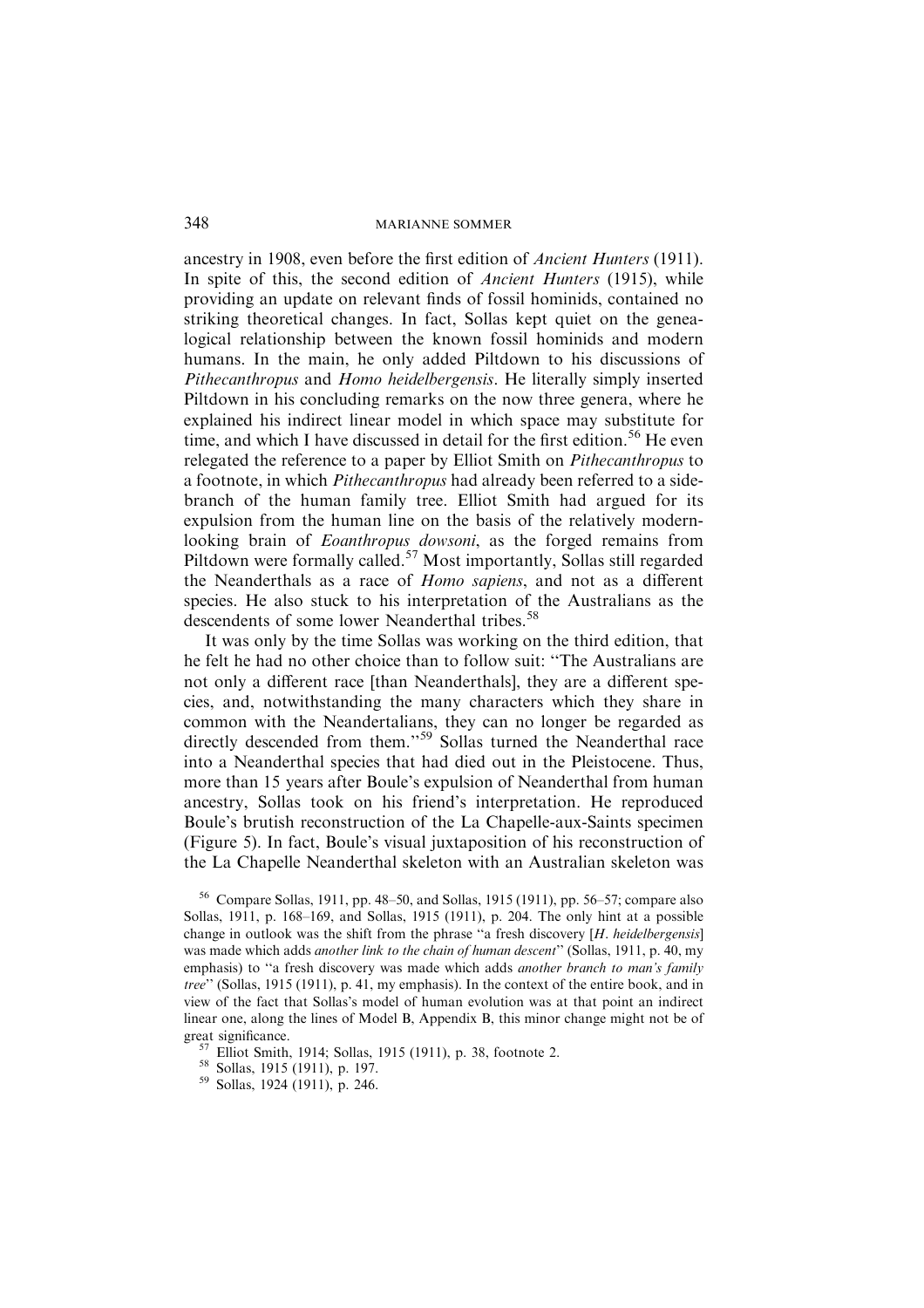ancestry in 1908, even before the first edition of *Ancient Hunters* (1911). In spite of this, the second edition of *Ancient Hunters* (1915), while providing an update on relevant finds of fossil hominids, contained no striking theoretical changes. In fact, Sollas kept quiet on the genealogical relationship between the known fossil hominids and modern humans. In the main, he only added Piltdown to his discussions of *Pithecanthropus* and *Homo heidelbergensis*. He literally simply inserted Piltdown in his concluding remarks on the now three genera, where he explained his indirect linear model in which space may substitute for time, and which I have discussed in detail for the first edition.[56] He even relegated the reference to a paper by Elliot Smith on *Pithecanthropus* to a footnote, in which *Pithecanthropus* had already been referred to a side-branch of the human family tree. Elliot Smith had argued for its expulsion from the human line on the basis of the relatively modern-looking brain of *Eoanthropus dowsoni*, as the forged remains from Piltdown were formally called.[57] Most importantly, Sollas still regarded the Neanderthals as a race of *Homo sapiens*, and not as a different species. He also stuck to his interpretation of the Australians as the descendents of some lower Neanderthal tribes.[58]

It was only by the time Sollas was working on the third edition, that he felt he had no other choice than to follow suit: "The Australians are not only a different race [than Neanderthals], they are a different species, and, notwithstanding the many characters which they share in common with the Neandertalians, they can no longer be regarded as directly descended from them."[59] Sollas turned the Neanderthal race into a Neanderthal species that had died out in the Pleistocene. Thus, more than 15 years after Boule's expulsion of Neanderthal from human ancestry, Sollas took on his friend's interpretation. He reproduced Boule's brutish reconstruction of the La Chapelle-aux-Saints specimen (Figure 5). In fact, Boule's visual juxtaposition of his reconstruction of the La Chapelle Neanderthal skeleton with an Australian skeleton was

---

[56] Compare Sollas, 1911, pp. 48–50, and Sollas, 1915 (1911), pp. 56–57; compare also Sollas, 1911, p. 168–169, and Sollas, 1915 (1911), p. 204. The only hint at a possible change in outlook was the shift from the phrase "a fresh discovery [*H. heidelbergensis*] was made which adds *another link to the chain of human descent*" (Sollas, 1911, p. 40, my emphasis) to "a fresh discovery was made which adds *another branch to man's family tree*" (Sollas, 1915 (1911), p. 41, my emphasis). In the context of the entire book, and in view of the fact that Sollas's model of human evolution was at that point an indirect linear one, along the lines of Model B, Appendix B, this minor change might not be of great significance.

[57] Elliot Smith, 1914; Sollas, 1915 (1911), p. 38, footnote 2.

[58] Sollas, 1915 (1911), p. 197.

[59] Sollas, 1924 (1911), p. 246.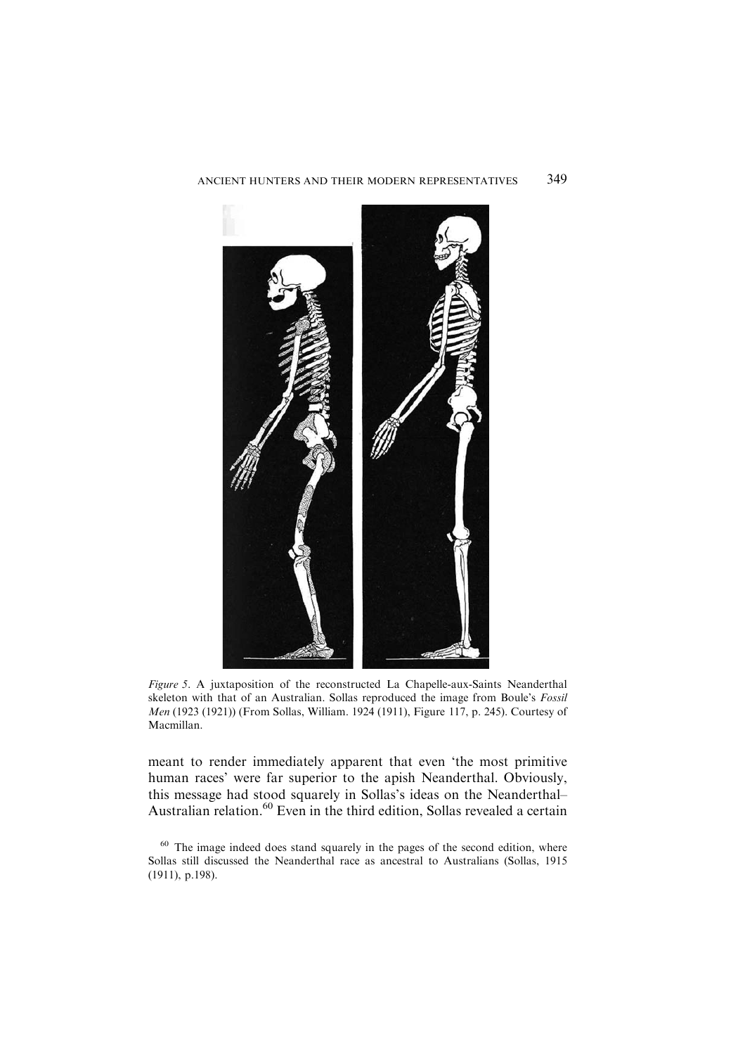*Figure 5*. A juxtaposition of the reconstructed La Chapelle-aux-Saints Neanderthal skeleton with that of an Australian. Sollas reproduced the image from Boule's *Fossil Men* (1923 (1921)) (From Sollas, William. 1924 (1911), Figure 117, p. 245). Courtesy of Macmillan.

meant to render immediately apparent that even 'the most primitive human races' were far superior to the apish Neanderthal. Obviously, this message had stood squarely in Sollas's ideas on the Neanderthal–Australian relation.[60] Even in the third edition, Sollas revealed a certain

[60] The image indeed does stand squarely in the pages of the second edition, where Sollas still discussed the Neanderthal race as ancestral to Australians (Sollas, 1915 (1911), p.198).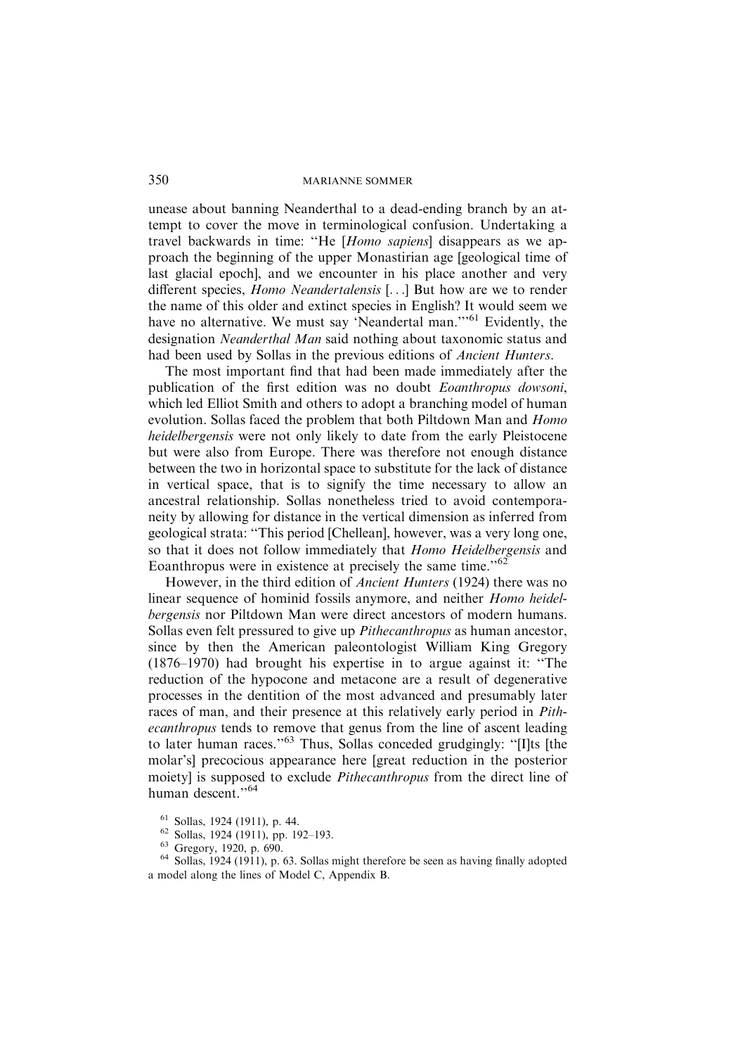unease about banning Neanderthal to a dead-ending branch by an attempt to cover the move in terminological confusion. Undertaking a travel backwards in time: "He [*Homo sapiens*] disappears as we approach the beginning of the upper Monastirian age [geological time of last glacial epoch], and we encounter in his place another and very different species, *Homo Neandertalensis* [...] But how are we to render the name of this older and extinct species in English? It would seem we have no alternative. We must say 'Neandertal man.'"[61] Evidently, the designation *Neanderthal Man* said nothing about taxonomic status and had been used by Sollas in the previous editions of *Ancient Hunters*.

The most important find that had been made immediately after the publication of the first edition was no doubt *Eoanthropus dowsoni*, which led Elliot Smith and others to adopt a branching model of human evolution. Sollas faced the problem that both Piltdown Man and *Homo heidelbergensis* were not only likely to date from the early Pleistocene but were also from Europe. There was therefore not enough distance between the two in horizontal space to substitute for the lack of distance in vertical space, that is to signify the time necessary to allow an ancestral relationship. Sollas nonetheless tried to avoid contemporaneity by allowing for distance in the vertical dimension as inferred from geological strata: "This period [Chellean], however, was a very long one, so that it does not follow immediately that *Homo Heidelbergensis* and Eoanthropus were in existence at precisely the same time."[62]

However, in the third edition of *Ancient Hunters* (1924) there was no linear sequence of hominid fossils anymore, and neither *Homo heidelbergensis* nor Piltdown Man were direct ancestors of modern humans. Sollas even felt pressured to give up *Pithecanthropus* as human ancestor, since by then the American paleontologist William King Gregory (1876–1970) had brought his expertise in to argue against it: "The reduction of the hypocone and metacone are a result of degenerative processes in the dentition of the most advanced and presumably later races of man, and their presence at this relatively early period in *Pithecanthropus* tends to remove that genus from the line of ascent leading to later human races."[63] Thus, Sollas conceded grudgingly: "[I]ts [the molar's] precocious appearance here [great reduction in the posterior moiety] is supposed to exclude *Pithecanthropus* from the direct line of human descent."[64]

[61] Sollas, 1924 (1911), p. 44.

[62] Sollas, 1924 (1911), pp. 192–193.

[63] Gregory, 1920, p. 690.

[64] Sollas, 1924 (1911), p. 63. Sollas might therefore be seen as having finally adopted a model along the lines of Model C, Appendix B.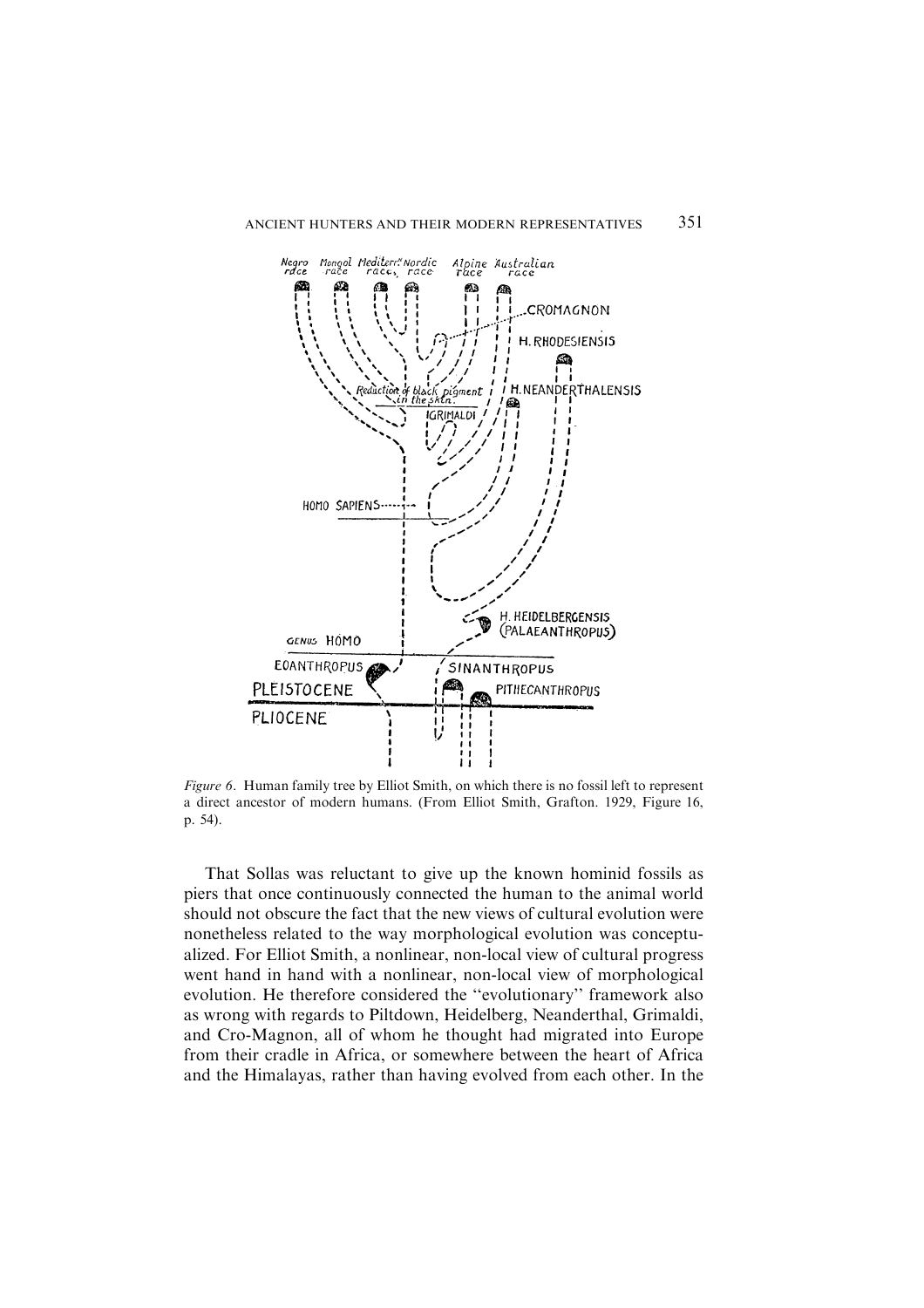*Figure 6*. Human family tree by Elliot Smith, on which there is no fossil left to represent a direct ancestor of modern humans. (From Elliot Smith, Grafton. 1929, Figure 16, p. 54).

That Sollas was reluctant to give up the known hominid fossils as piers that once continuously connected the human to the animal world should not obscure the fact that the new views of cultural evolution were nonetheless related to the way morphological evolution was conceptualized. For Elliot Smith, a nonlinear, non-local view of cultural progress went hand in hand with a nonlinear, non-local view of morphological evolution. He therefore considered the "evolutionary" framework also as wrong with regards to Piltdown, Heidelberg, Neanderthal, Grimaldi, and Cro-Magnon, all of whom he thought had migrated into Europe from their cradle in Africa, or somewhere between the heart of Africa and the Himalayas, rather than having evolved from each other. In the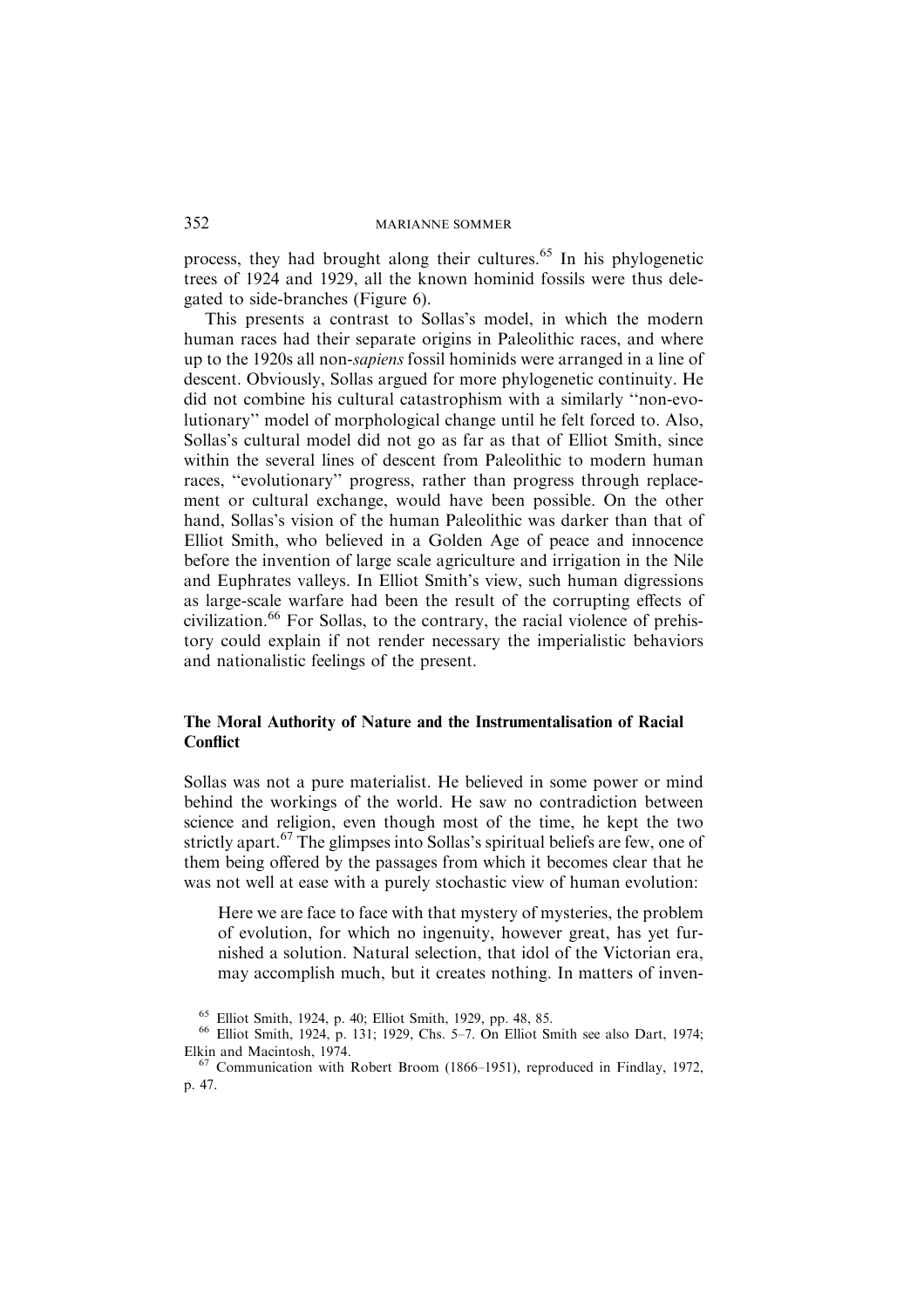process, they had brought along their cultures.[65] In his phylogenetic trees of 1924 and 1929, all the known hominid fossils were thus delegated to side-branches (Figure 6).

This presents a contrast to Sollas's model, in which the modern human races had their separate origins in Paleolithic races, and where up to the 1920s all non-*sapiens* fossil hominids were arranged in a line of descent. Obviously, Sollas argued for more phylogenetic continuity. He did not combine his cultural catastrophism with a similarly ''non-evolutionary'' model of morphological change until he felt forced to. Also, Sollas's cultural model did not go as far as that of Elliot Smith, since within the several lines of descent from Paleolithic to modern human races, ''evolutionary'' progress, rather than progress through replacement or cultural exchange, would have been possible. On the other hand, Sollas's vision of the human Paleolithic was darker than that of Elliot Smith, who believed in a Golden Age of peace and innocence before the invention of large scale agriculture and irrigation in the Nile and Euphrates valleys. In Elliot Smith's view, such human digressions as large-scale warfare had been the result of the corrupting effects of civilization.[66] For Sollas, to the contrary, the racial violence of prehistory could explain if not render necessary the imperialistic behaviors and nationalistic feelings of the present.

## The Moral Authority of Nature and the Instrumentalisation of Racial Conflict

Sollas was not a pure materialist. He believed in some power or mind behind the workings of the world. He saw no contradiction between science and religion, even though most of the time, he kept the two strictly apart.[67] The glimpses into Sollas's spiritual beliefs are few, one of them being offered by the passages from which it becomes clear that he was not well at ease with a purely stochastic view of human evolution:

> Here we are face to face with that mystery of mysteries, the problem of evolution, for which no ingenuity, however great, has yet furnished a solution. Natural selection, that idol of the Victorian era, may accomplish much, but it creates nothing. In matters of inven-

[65] Elliot Smith, 1924, p. 40; Elliot Smith, 1929, pp. 48, 85.

[66] Elliot Smith, 1924, p. 131; 1929, Chs. 5–7. On Elliot Smith see also Dart, 1974; Elkin and Macintosh, 1974.

[67] Communication with Robert Broom (1866–1951), reproduced in Findlay, 1972, p. 47.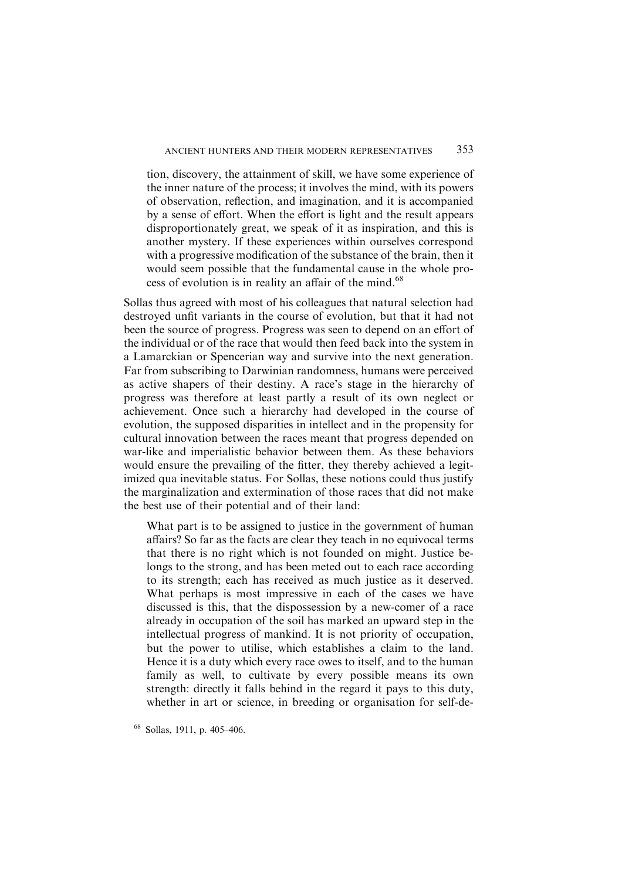> tion, discovery, the attainment of skill, we have some experience of the inner nature of the process; it involves the mind, with its powers of observation, reflection, and imagination, and it is accompanied by a sense of effort. When the effort is light and the result appears disproportionately great, we speak of it as inspiration, and this is another mystery. If these experiences within ourselves correspond with a progressive modification of the substance of the brain, then it would seem possible that the fundamental cause in the whole process of evolution is in reality an affair of the mind.[68]

Sollas thus agreed with most of his colleagues that natural selection had destroyed unfit variants in the course of evolution, but that it had not been the source of progress. Progress was seen to depend on an effort of the individual or of the race that would then feed back into the system in a Lamarckian or Spencerian way and survive into the next generation. Far from subscribing to Darwinian randomness, humans were perceived as active shapers of their destiny. A race's stage in the hierarchy of progress was therefore at least partly a result of its own neglect or achievement. Once such a hierarchy had developed in the course of evolution, the supposed disparities in intellect and in the propensity for cultural innovation between the races meant that progress depended on war-like and imperialistic behavior between them. As these behaviors would ensure the prevailing of the fitter, they thereby achieved a legitimized qua inevitable status. For Sollas, these notions could thus justify the marginalization and extermination of those races that did not make the best use of their potential and of their land:

> What part is to be assigned to justice in the government of human affairs? So far as the facts are clear they teach in no equivocal terms that there is no right which is not founded on might. Justice belongs to the strong, and has been meted out to each race according to its strength; each has received as much justice as it deserved. What perhaps is most impressive in each of the cases we have discussed is this, that the dispossession by a new-comer of a race already in occupation of the soil has marked an upward step in the intellectual progress of mankind. It is not priority of occupation, but the power to utilise, which establishes a claim to the land. Hence it is a duty which every race owes to itself, and to the human family as well, to cultivate by every possible means its own strength: directly it falls behind in the regard it pays to this duty, whether in art or science, in breeding or organisation for self-de-

[68] Sollas, 1911, p. 405–406.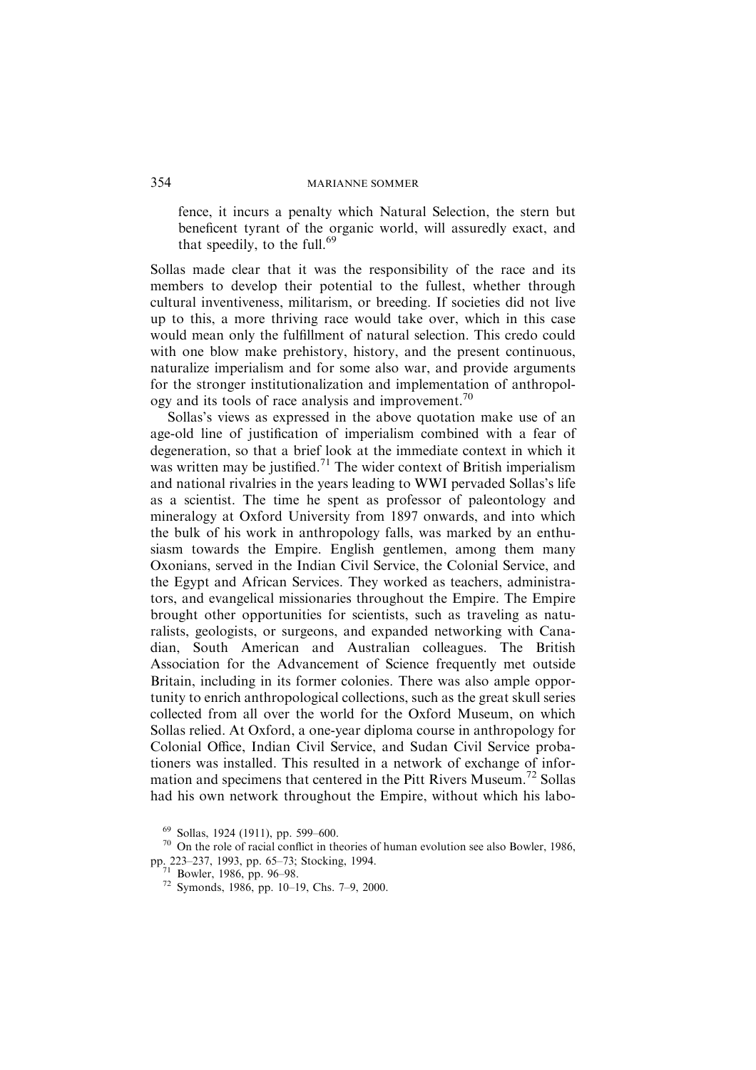> fence, it incurs a penalty which Natural Selection, the stern but beneficent tyrant of the organic world, will assuredly exact, and that speedily, to the full.[69]

Sollas made clear that it was the responsibility of the race and its members to develop their potential to the fullest, whether through cultural inventiveness, militarism, or breeding. If societies did not live up to this, a more thriving race would take over, which in this case would mean only the fulfillment of natural selection. This credo could with one blow make prehistory, history, and the present continuous, naturalize imperialism and for some also war, and provide arguments for the stronger institutionalization and implementation of anthropology and its tools of race analysis and improvement.[70]

Sollas's views as expressed in the above quotation make use of an age-old line of justification of imperialism combined with a fear of degeneration, so that a brief look at the immediate context in which it was written may be justified.[71] The wider context of British imperialism and national rivalries in the years leading to WWI pervaded Sollas's life as a scientist. The time he spent as professor of paleontology and mineralogy at Oxford University from 1897 onwards, and into which the bulk of his work in anthropology falls, was marked by an enthusiasm towards the Empire. English gentlemen, among them many Oxonians, served in the Indian Civil Service, the Colonial Service, and the Egypt and African Services. They worked as teachers, administrators, and evangelical missionaries throughout the Empire. The Empire brought other opportunities for scientists, such as traveling as naturalists, geologists, or surgeons, and expanded networking with Canadian, South American and Australian colleagues. The British Association for the Advancement of Science frequently met outside Britain, including in its former colonies. There was also ample opportunity to enrich anthropological collections, such as the great skull series collected from all over the world for the Oxford Museum, on which Sollas relied. At Oxford, a one-year diploma course in anthropology for Colonial Office, Indian Civil Service, and Sudan Civil Service probationers was installed. This resulted in a network of exchange of information and specimens that centered in the Pitt Rivers Museum.[72] Sollas had his own network throughout the Empire, without which his labo-

[69] Sollas, 1924 (1911), pp. 599–600.

[70] On the role of racial conflict in theories of human evolution see also Bowler, 1986, pp. 223–237, 1993, pp. 65–73; Stocking, 1994.

[71] Bowler, 1986, pp. 96–98.

[72] Symonds, 1986, pp. 10–19, Chs. 7–9, 2000.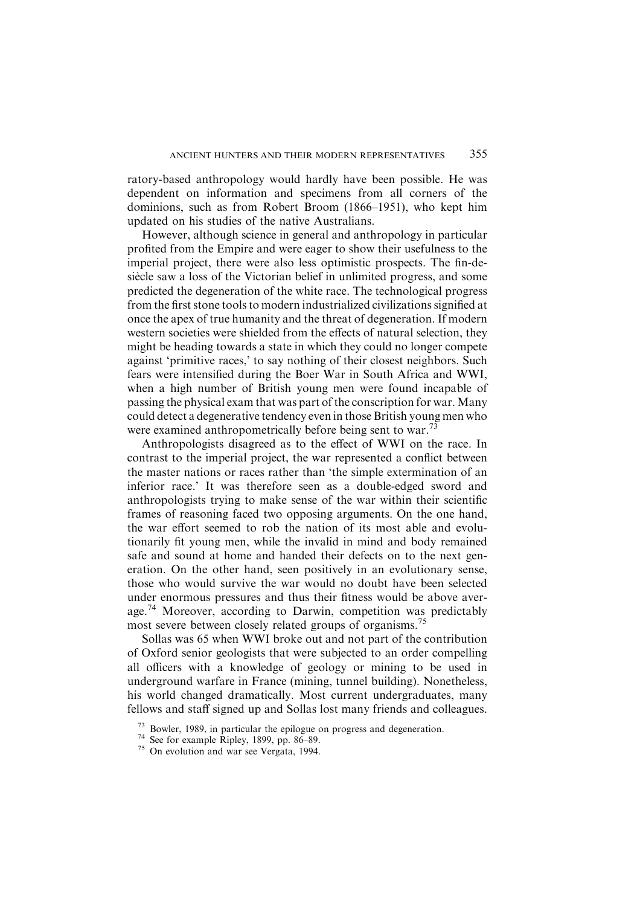ratory-based anthropology would hardly have been possible. He was dependent on information and specimens from all corners of the dominions, such as from Robert Broom (1866–1951), who kept him updated on his studies of the native Australians.

However, although science in general and anthropology in particular profited from the Empire and were eager to show their usefulness to the imperial project, there were also less optimistic prospects. The fin-de-siècle saw a loss of the Victorian belief in unlimited progress, and some predicted the degeneration of the white race. The technological progress from the first stone tools to modern industrialized civilizations signified at once the apex of true humanity and the threat of degeneration. If modern western societies were shielded from the effects of natural selection, they might be heading towards a state in which they could no longer compete against 'primitive races,' to say nothing of their closest neighbors. Such fears were intensified during the Boer War in South Africa and WWI, when a high number of British young men were found incapable of passing the physical exam that was part of the conscription for war. Many could detect a degenerative tendency even in those British young men who were examined anthropometrically before being sent to war.[73]

Anthropologists disagreed as to the effect of WWI on the race. In contrast to the imperial project, the war represented a conflict between the master nations or races rather than 'the simple extermination of an inferior race.' It was therefore seen as a double-edged sword and anthropologists trying to make sense of the war within their scientific frames of reasoning faced two opposing arguments. On the one hand, the war effort seemed to rob the nation of its most able and evolutionarily fit young men, while the invalid in mind and body remained safe and sound at home and handed their defects on to the next generation. On the other hand, seen positively in an evolutionary sense, those who would survive the war would no doubt have been selected under enormous pressures and thus their fitness would be above average.[74] Moreover, according to Darwin, competition was predictably most severe between closely related groups of organisms.[75]

Sollas was 65 when WWI broke out and not part of the contribution of Oxford senior geologists that were subjected to an order compelling all officers with a knowledge of geology or mining to be used in underground warfare in France (mining, tunnel building). Nonetheless, his world changed dramatically. Most current undergraduates, many fellows and staff signed up and Sollas lost many friends and colleagues.

[73] Bowler, 1989, in particular the epilogue on progress and degeneration.

[74] See for example Ripley, 1899, pp. 86–89.

[75] On evolution and war see Vergata, 1994.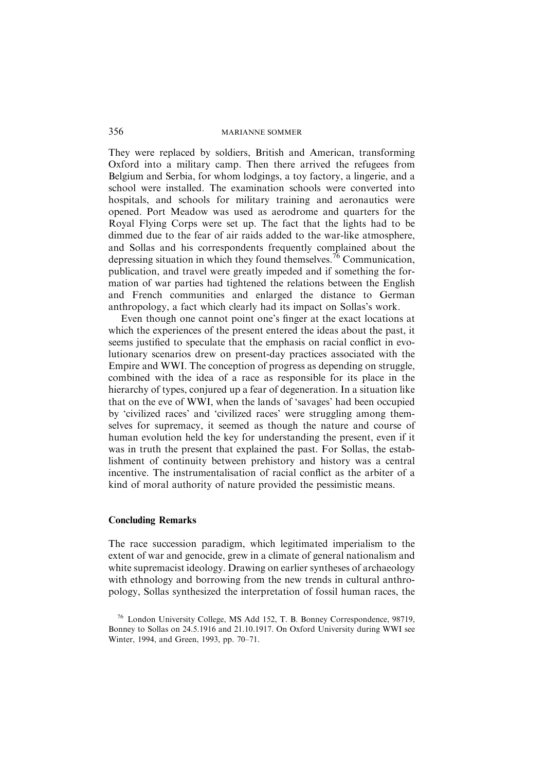They were replaced by soldiers, British and American, transforming Oxford into a military camp. Then there arrived the refugees from Belgium and Serbia, for whom lodgings, a toy factory, a lingerie, and a school were installed. The examination schools were converted into hospitals, and schools for military training and aeronautics were opened. Port Meadow was used as aerodrome and quarters for the Royal Flying Corps were set up. The fact that the lights had to be dimmed due to the fear of air raids added to the war-like atmosphere, and Sollas and his correspondents frequently complained about the depressing situation in which they found themselves.[76] Communication, publication, and travel were greatly impeded and if something the formation of war parties had tightened the relations between the English and French communities and enlarged the distance to German anthropology, a fact which clearly had its impact on Sollas's work.

Even though one cannot point one's finger at the exact locations at which the experiences of the present entered the ideas about the past, it seems justified to speculate that the emphasis on racial conflict in evolutionary scenarios drew on present-day practices associated with the Empire and WWI. The conception of progress as depending on struggle, combined with the idea of a race as responsible for its place in the hierarchy of types, conjured up a fear of degeneration. In a situation like that on the eve of WWI, when the lands of 'savages' had been occupied by 'civilized races' and 'civilized races' were struggling among themselves for supremacy, it seemed as though the nature and course of human evolution held the key for understanding the present, even if it was in truth the present that explained the past. For Sollas, the establishment of continuity between prehistory and history was a central incentive. The instrumentalisation of racial conflict as the arbiter of a kind of moral authority of nature provided the pessimistic means.

## Concluding Remarks

The race succession paradigm, which legitimated imperialism to the extent of war and genocide, grew in a climate of general nationalism and white supremacist ideology. Drawing on earlier syntheses of archaeology with ethnology and borrowing from the new trends in cultural anthropology, Sollas synthesized the interpretation of fossil human races, the

[76] London University College, MS Add 152, T. B. Bonney Correspondence, 98719, Bonney to Sollas on 24.5.1916 and 21.10.1917. On Oxford University during WWI see Winter, 1994, and Green, 1993, pp. 70–71.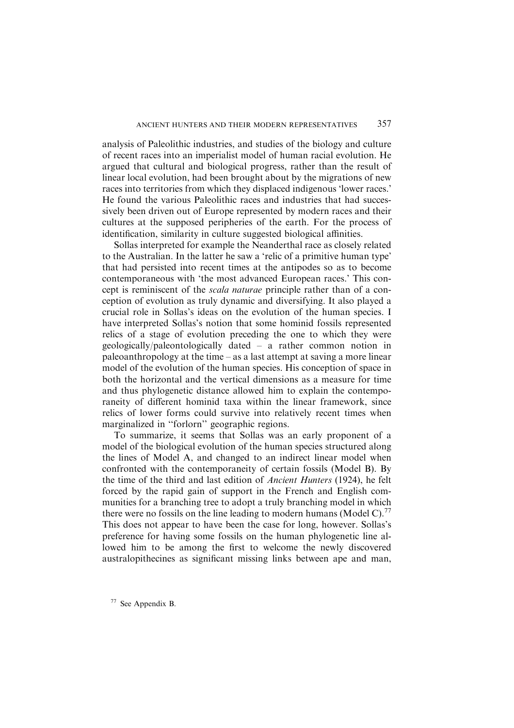analysis of Paleolithic industries, and studies of the biology and culture of recent races into an imperialist model of human racial evolution. He argued that cultural and biological progress, rather than the result of linear local evolution, had been brought about by the migrations of new races into territories from which they displaced indigenous 'lower races.' He found the various Paleolithic races and industries that had successively been driven out of Europe represented by modern races and their cultures at the supposed peripheries of the earth. For the process of identification, similarity in culture suggested biological affinities.

Sollas interpreted for example the Neanderthal race as closely related to the Australian. In the latter he saw a 'relic of a primitive human type' that had persisted into recent times at the antipodes so as to become contemporaneous with 'the most advanced European races.' This concept is reminiscent of the *scala naturae* principle rather than of a conception of evolution as truly dynamic and diversifying. It also played a crucial role in Sollas's ideas on the evolution of the human species. I have interpreted Sollas's notion that some hominid fossils represented relics of a stage of evolution preceding the one to which they were geologically/paleontologically dated – a rather common notion in paleoanthropology at the time – as a last attempt at saving a more linear model of the evolution of the human species. His conception of space in both the horizontal and the vertical dimensions as a measure for time and thus phylogenetic distance allowed him to explain the contemporaneity of different hominid taxa within the linear framework, since relics of lower forms could survive into relatively recent times when marginalized in "forlorn" geographic regions.

To summarize, it seems that Sollas was an early proponent of a model of the biological evolution of the human species structured along the lines of Model A, and changed to an indirect linear model when confronted with the contemporaneity of certain fossils (Model B). By the time of the third and last edition of *Ancient Hunters* (1924), he felt forced by the rapid gain of support in the French and English communities for a branching tree to adopt a truly branching model in which there were no fossils on the line leading to modern humans (Model C).[77] This does not appear to have been the case for long, however. Sollas's preference for having some fossils on the human phylogenetic line allowed him to be among the first to welcome the newly discovered australopithecines as significant missing links between ape and man,

[77] See Appendix B.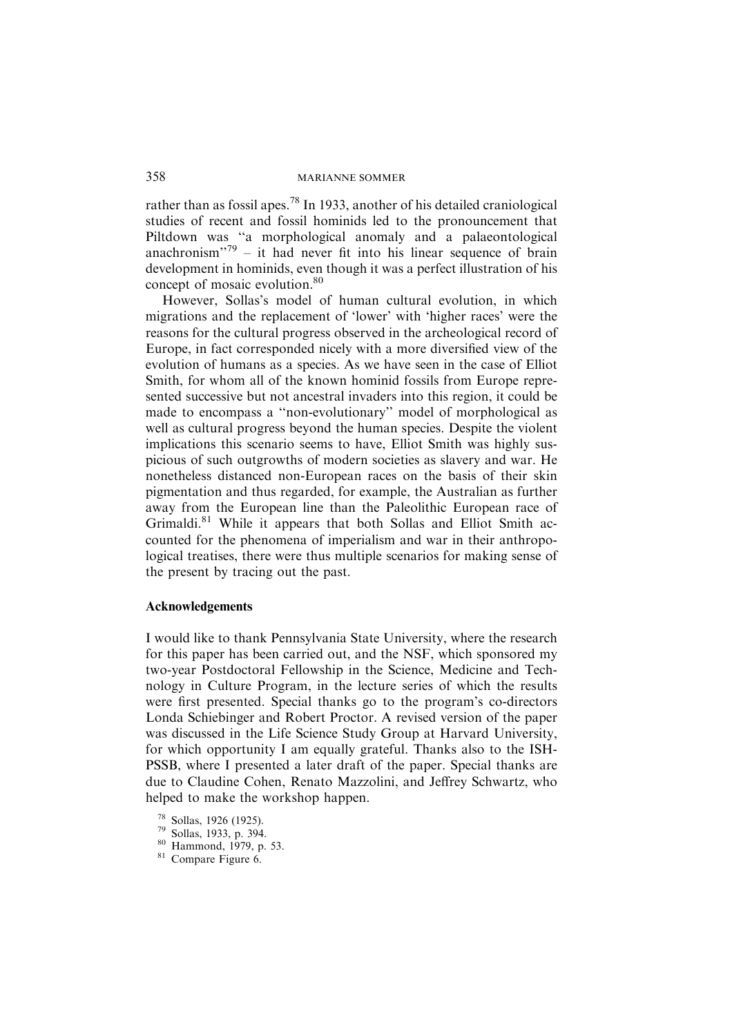rather than as fossil apes.[78] In 1933, another of his detailed craniological studies of recent and fossil hominids led to the pronouncement that Piltdown was "a morphological anomaly and a palaeontological anachronism"[79] – it had never fit into his linear sequence of brain development in hominids, even though it was a perfect illustration of his concept of mosaic evolution.[80]

However, Sollas's model of human cultural evolution, in which migrations and the replacement of 'lower' with 'higher races' were the reasons for the cultural progress observed in the archeological record of Europe, in fact corresponded nicely with a more diversified view of the evolution of humans as a species. As we have seen in the case of Elliot Smith, for whom all of the known hominid fossils from Europe represented successive but not ancestral invaders into this region, it could be made to encompass a "non-evolutionary" model of morphological as well as cultural progress beyond the human species. Despite the violent implications this scenario seems to have, Elliot Smith was highly suspicious of such outgrowths of modern societies as slavery and war. He nonetheless distanced non-European races on the basis of their skin pigmentation and thus regarded, for example, the Australian as further away from the European line than the Paleolithic European race of Grimaldi.[81] While it appears that both Sollas and Elliot Smith accounted for the phenomena of imperialism and war in their anthropological treatises, there were thus multiple scenarios for making sense of the present by tracing out the past.

## Acknowledgements

I would like to thank Pennsylvania State University, where the research for this paper has been carried out, and the NSF, which sponsored my two-year Postdoctoral Fellowship in the Science, Medicine and Technology in Culture Program, in the lecture series of which the results were first presented. Special thanks go to the program's co-directors Londa Schiebinger and Robert Proctor. A revised version of the paper was discussed in the Life Science Study Group at Harvard University, for which opportunity I am equally grateful. Thanks also to the ISH-PSSB, where I presented a later draft of the paper. Special thanks are due to Claudine Cohen, Renato Mazzolini, and Jeffrey Schwartz, who helped to make the workshop happen.

[78] Sollas, 1926 (1925).

[79] Sollas, 1933, p. 394.

[80] Hammond, 1979, p. 53.

[81] Compare Figure 6.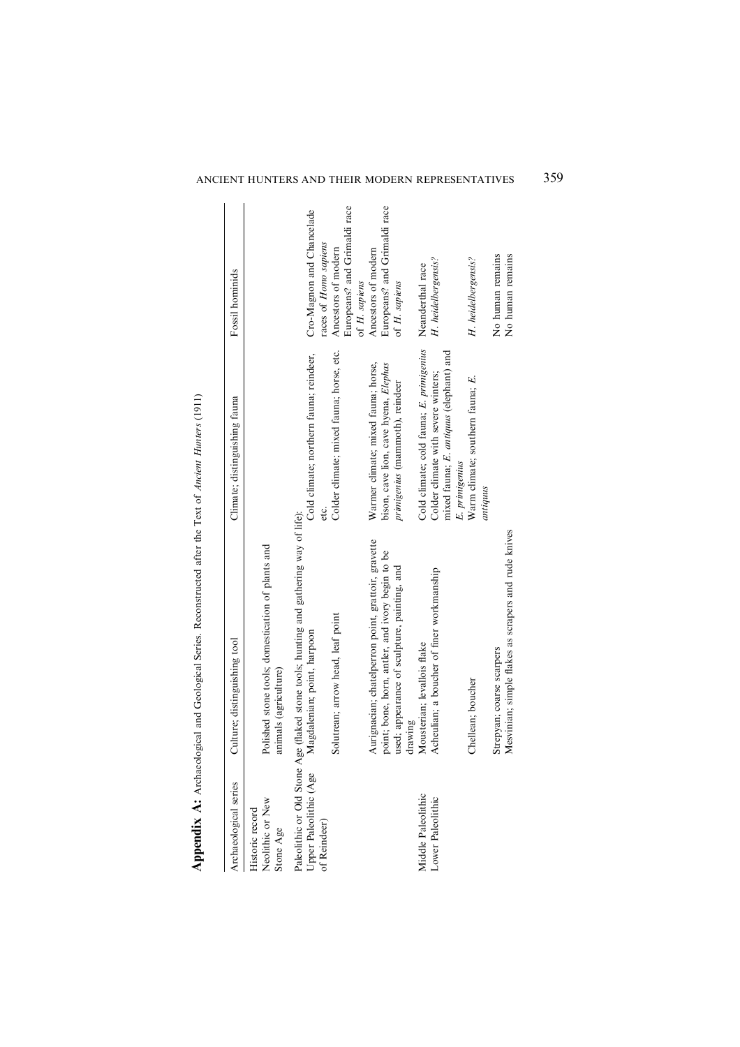**Appendix A:** Archaeological and Geological Series. Reconstructed after the Text of *Ancient Hunters* (1911)

| Archaeological series | Culture; distinguishing tool | Climate; distinguishing fauna | Fossil hominids |
|---|---|---|---|
| Historic record | | | |
| Neolithic or New Stone Age | Polished stone tools; domestication of plants and animals (agriculture) | | |
| Paleolithic or Old Stone Age (flaked stone tools; hunting and gathering way of life): | | | |
| Upper Paleolithic (Age of Reindeer) | Magdalenian; point, harpoon | Cold climate; northern fauna; reindeer, etc. | Cro-Magnon and Chancelade races of *Homo sapiens* |
| | Solutrean; arrow head, leaf point | Colder climate; mixed fauna; horse, etc. | Ancestors of modern Europeans? and Grimaldi race of *H. sapiens* |
| | Aurignacian; chatelperron point, grattoir, gravette point; bone, horn, antler, and ivory begin to be used; appearance of sculpture, painting, and drawing | Warmer climate; mixed fauna; horse, bison, cave lion, cave hyena, *Elephas primigenius* (mammoth), reindeer | Ancestors of modern Europeans? and Grimaldi race of *H. sapiens* |
| Middle Paleolithic | Mousterian; levallois flake | Cold climate; cold fauna; *E. primigenius* | Neanderthal race |
| Lower Paleolithic | Acheulian; a boucher of finer workmanship | Colder climate with severe winters; mixed fauna; *E. antiquus* (elephant) and *E. primigenius* | *H. heidelbergensis?* |
| | Chellean; boucher | Warm climate; southern fauna; *E. antiquus* | *H. heidelbergensis?* |
| | Strepyan; coarse scarpers | | No human remains |
| | Mesvinian; simple flakes as scrapers and rude knives | | No human remains |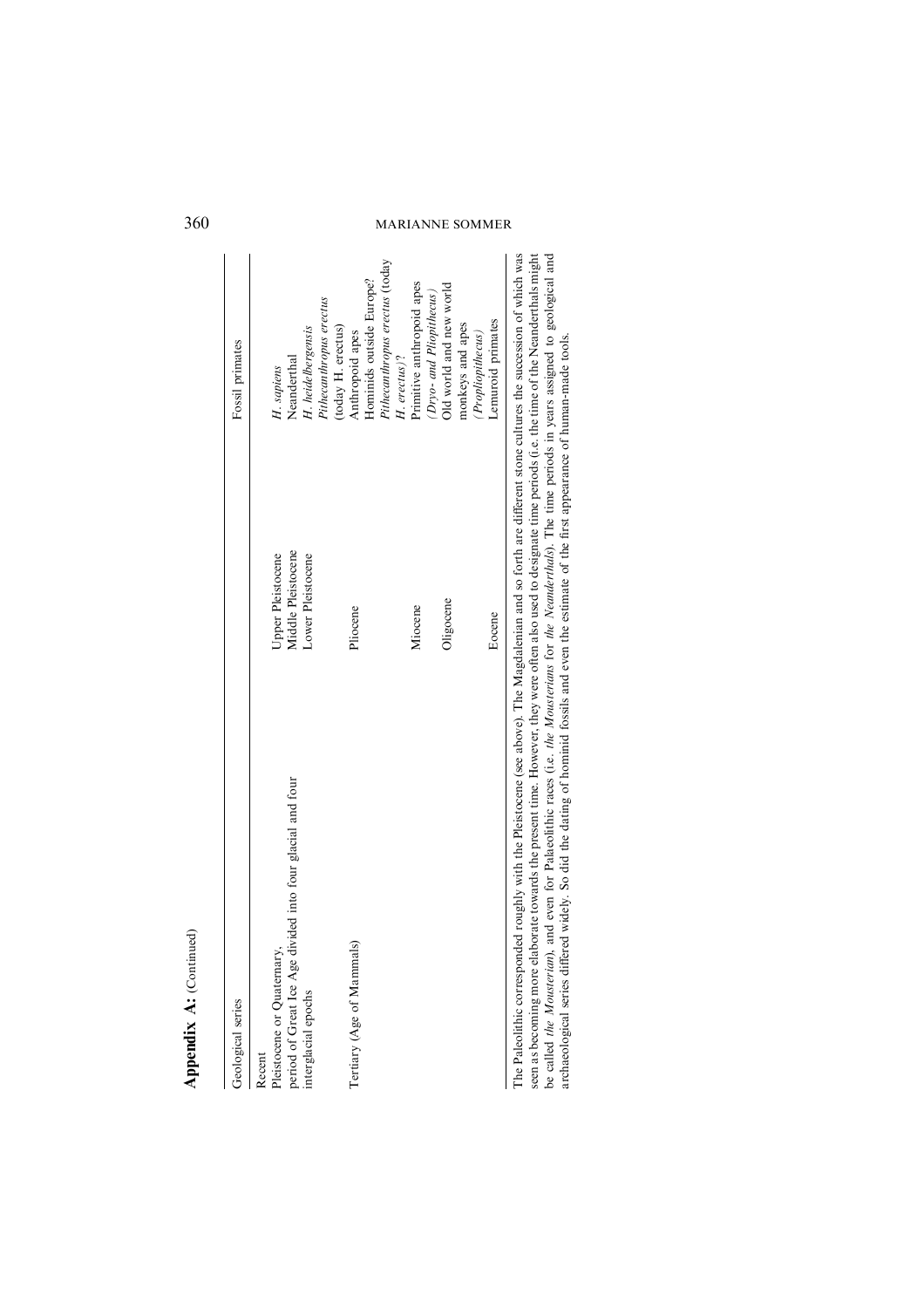**Appendix A:** (Continued)

| Geological series | | Fossil primates |
|---|---|---|
| Recent | | *H. sapiens* |
| Pleistocene or Quaternary, period of Great Ice Age divided into four glacial and four interglacial epochs | Upper Pleistocene | Neanderthal |
| | Middle Pleistocene | *H. heidelbergensis* |
| | Lower Pleistocene | *Pithecanthropus erectus* (today H. erectus) |
| Tertiary (Age of Mammals) | Pliocene | Anthropoid apes<br>Hominids outside Europe?<br>*Pithecanthropus erectus* (today *H. erectus*)? |
| | Miocene | Primitive anthropoid apes (*Dryo- and Pliopithecus*) |
| | Oligocene | Old world and new world monkeys and apes (*Propliopithecus*) |
| | Eocene | Lemuroid primates |

The Paleolithic corresponded roughly with the Pleistocene (see above). The Magdalenian and so forth are different stone cultures the succession of which was seen as becoming more elaborate towards the present time. However, they were often also used to designate time periods (i.e. the time of the Neanderthals might be called *the Mousterian*), and even for Palaeolithic races (i.e. *the Mousterians* for *the Neanderthals*). The time periods in years assigned to geological and archaeological series differed widely. So did the dating of hominid fossils and even the estimate of the first appearance of human-made tools.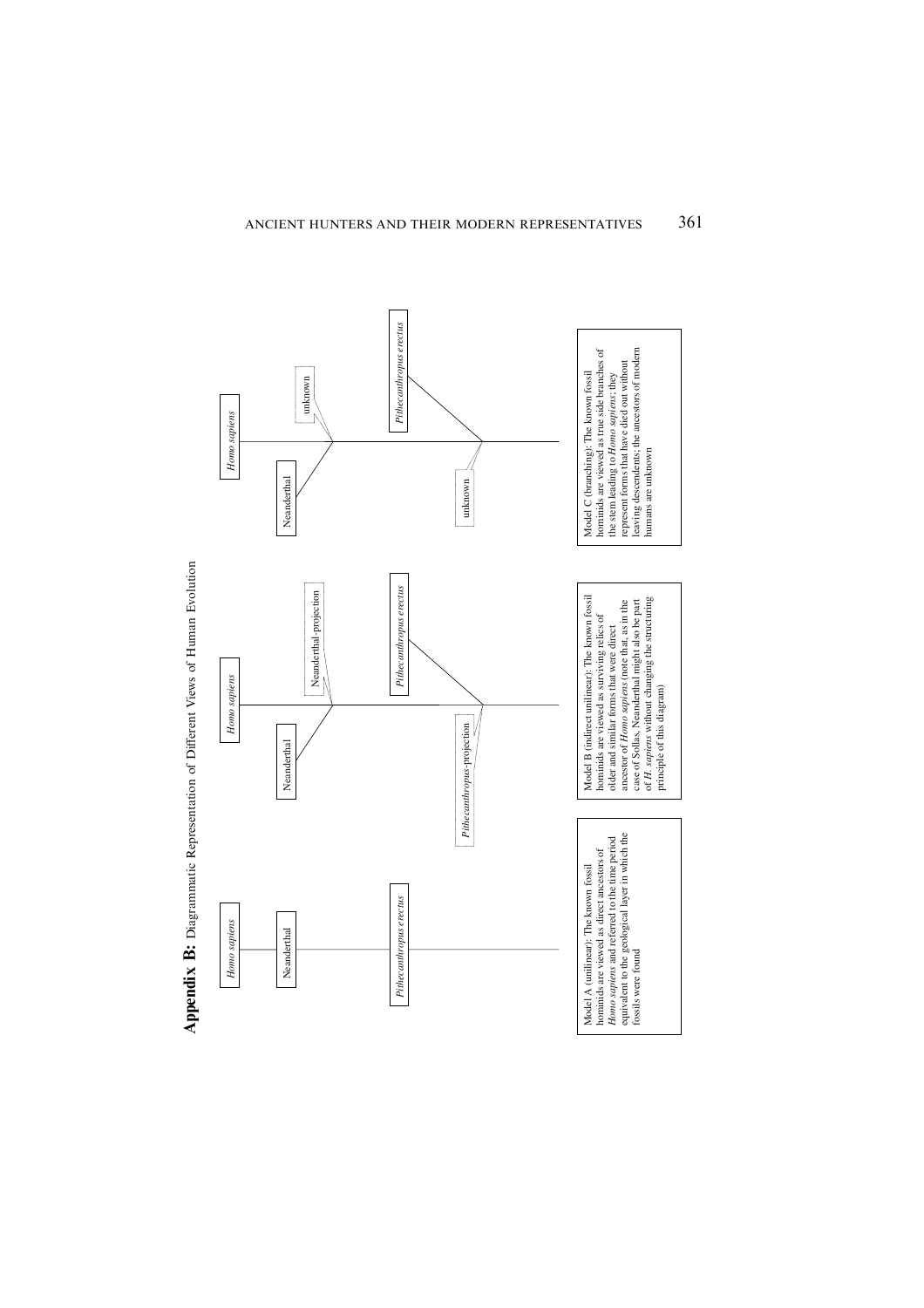**Appendix B:** Diagrammatic Representation of Different Views of Human Evolution

*Homo sapiens*

Neanderthal

*Pithecanthropus erectus*

Model A (unilinear): The known fossil hominids are viewed as direct ancestors of *Homo sapiens* and referred to the time period equivalent to the geological layer in which the fossils were found

*Homo sapiens*

Neanderthal

Neanderthal-projection

*Pithecanthropus erectus*

*Pithecanthropus*-projection

Model B (indirect unilinear): The known fossil hominids are viewed as surviving relics of older and similar forms that were direct ancestor of *Homo sapiens* (note that, as in the case of Sollas, Neanderthal might also be part of *H. sapiens* without changing the structuring principle of this diagram)

*Homo sapiens*

Neanderthal

unknown

*Pithecanthropus erectus*

unknown

Model C (branching): The known fossil hominids are viewed as true side branches of the stem leading to *Homo sapiens*; they represent forms that have died out without leaving descendents; the ancestors of modern humans are unknown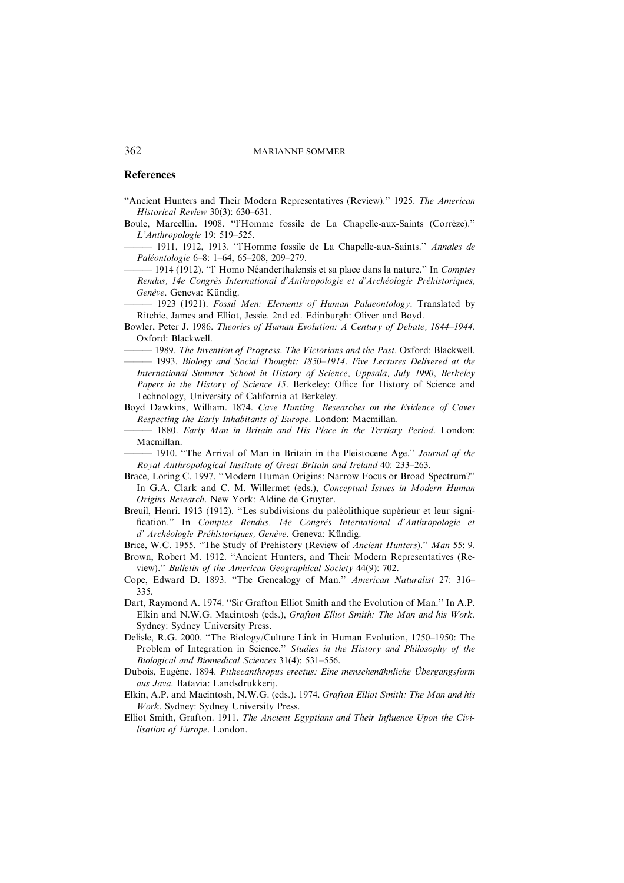## References

"Ancient Hunters and Their Modern Representatives (Review)." 1925. *The American Historical Review* 30(3): 630–631.

Boule, Marcellin. 1908. "l'Homme fossile de La Chapelle-aux-Saints (Corrèze)." *L'Anthropologie* 19: 519–525.

——— 1911, 1912, 1913. "l'Homme fossile de La Chapelle-aux-Saints." *Annales de Paléontologie* 6–8: 1–64, 65–208, 209–279.

——— 1914 (1912). "l' Homo Néanderthalensis et sa place dans la nature." In *Comptes Rendus, 14e Congrès International d'Anthropologie et d'Archéologie Préhistoriques, Genève*. Geneva: Kündig.

——— 1923 (1921). *Fossil Men: Elements of Human Palaeontology*. Translated by Ritchie, James and Elliot, Jessie. 2nd ed. Edinburgh: Oliver and Boyd.

Bowler, Peter J. 1986. *Theories of Human Evolution: A Century of Debate, 1844–1944*. Oxford: Blackwell.

——— 1989. *The Invention of Progress. The Victorians and the Past*. Oxford: Blackwell.

——— 1993. *Biology and Social Thought: 1850–1914. Five Lectures Delivered at the International Summer School in History of Science, Uppsala, July 1990*, *Berkeley Papers in the History of Science 15*. Berkeley: Office for History of Science and Technology, University of California at Berkeley.

Boyd Dawkins, William. 1874. *Cave Hunting, Researches on the Evidence of Caves Respecting the Early Inhabitants of Europe*. London: Macmillan.

——— 1880. *Early Man in Britain and His Place in the Tertiary Period*. London: Macmillan.

——— 1910. "The Arrival of Man in Britain in the Pleistocene Age." *Journal of the Royal Anthropological Institute of Great Britain and Ireland* 40: 233–263.

Brace, Loring C. 1997. "Modern Human Origins: Narrow Focus or Broad Spectrum?" In G.A. Clark and C. M. Willermet (eds.), *Conceptual Issues in Modern Human Origins Research*. New York: Aldine de Gruyter.

Breuil, Henri. 1913 (1912). "Les subdivisions du paléolithique supérieur et leur signification." In *Comptes Rendus, 14e Congrès International d'Anthropologie et d' Archéologie Préhistoriques, Genève*. Geneva: Kündig.

Brice, W.C. 1955. "The Study of Prehistory (Review of *Ancient Hunters*)." *Man* 55: 9.

Brown, Robert M. 1912. "Ancient Hunters, and Their Modern Representatives (Review)." *Bulletin of the American Geographical Society* 44(9): 702.

Cope, Edward D. 1893. "The Genealogy of Man." *American Naturalist* 27: 316–335.

Dart, Raymond A. 1974. "Sir Grafton Elliot Smith and the Evolution of Man." In A.P. Elkin and N.W.G. Macintosh (eds.), *Grafton Elliot Smith: The Man and his Work*. Sydney: Sydney University Press.

Delisle, R.G. 2000. "The Biology/Culture Link in Human Evolution, 1750–1950: The Problem of Integration in Science." *Studies in the History and Philosophy of the Biological and Biomedical Sciences* 31(4): 531–556.

Dubois, Eugène. 1894. *Pithecanthropus erectus: Eine menschenähnliche Übergangsform aus Java*. Batavia: Landsdrukkerij.

Elkin, A.P. and Macintosh, N.W.G. (eds.). 1974. *Grafton Elliot Smith: The Man and his Work*. Sydney: Sydney University Press.

Elliot Smith, Grafton. 1911. *The Ancient Egyptians and Their Influence Upon the Civilisation of Europe*. London.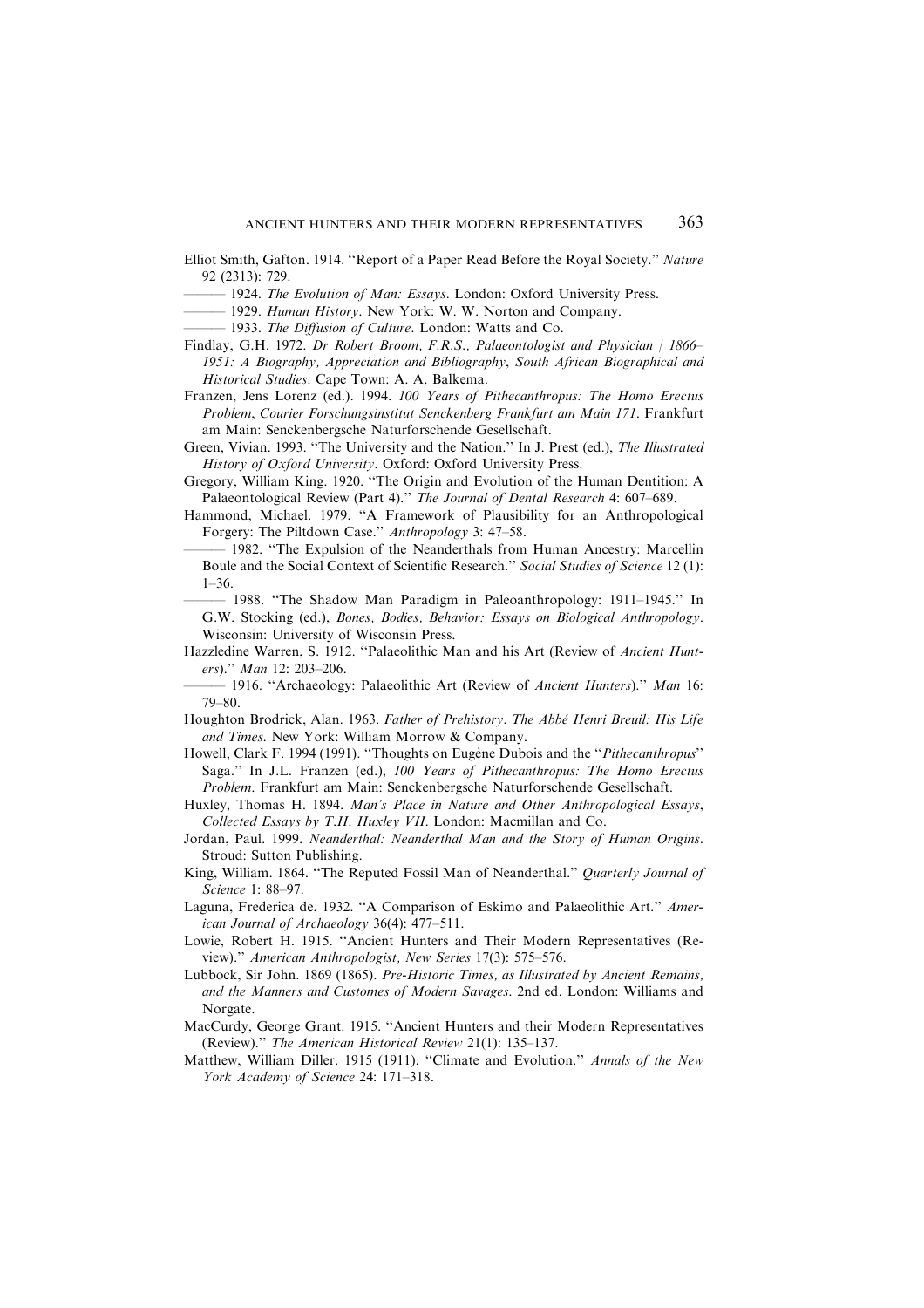Elliot Smith, Gafton. 1914. "Report of a Paper Read Before the Royal Society." *Nature* 92 (2313): 729.

——— 1924. *The Evolution of Man: Essays*. London: Oxford University Press.

——— 1929. *Human History*. New York: W. W. Norton and Company.

——— 1933. *The Diffusion of Culture*. London: Watts and Co.

Findlay, G.H. 1972. *Dr Robert Broom, F.R.S., Palaeontologist and Physician / 1866–1951: A Biography, Appreciation and Bibliography*, *South African Biographical and Historical Studies*. Cape Town: A. A. Balkema.

Franzen, Jens Lorenz (ed.). 1994. *100 Years of Pithecanthropus: The Homo Erectus Problem*, *Courier Forschungsinstitut Senckenberg Frankfurt am Main 171*. Frankfurt am Main: Senckenbergsche Naturforschende Gesellschaft.

Green, Vivian. 1993. "The University and the Nation." In J. Prest (ed.), *The Illustrated History of Oxford University*. Oxford: Oxford University Press.

Gregory, William King. 1920. "The Origin and Evolution of the Human Dentition: A Palaeontological Review (Part 4)." *The Journal of Dental Research* 4: 607–689.

Hammond, Michael. 1979. "A Framework of Plausibility for an Anthropological Forgery: The Piltdown Case." *Anthropology* 3: 47–58.

——— 1982. "The Expulsion of the Neanderthals from Human Ancestry: Marcellin Boule and the Social Context of Scientific Research." *Social Studies of Science* 12 (1): 1–36.

——— 1988. "The Shadow Man Paradigm in Paleoanthropology: 1911–1945." In G.W. Stocking (ed.), *Bones, Bodies, Behavior: Essays on Biological Anthropology*. Wisconsin: University of Wisconsin Press.

Hazzledine Warren, S. 1912. "Palaeolithic Man and his Art (Review of *Ancient Hunters*)." *Man* 12: 203–206.

——— 1916. "Archaeology: Palaeolithic Art (Review of *Ancient Hunters*)." *Man* 16: 79–80.

Houghton Brodrick, Alan. 1963. *Father of Prehistory*. *The Abbé Henri Breuil: His Life and Times*. New York: William Morrow & Company.

Howell, Clark F. 1994 (1991). "Thoughts on Eugène Dubois and the "*Pithecanthropus*" Saga." In J.L. Franzen (ed.), *100 Years of Pithecanthropus: The Homo Erectus Problem*. Frankfurt am Main: Senckenbergsche Naturforschende Gesellschaft.

Huxley, Thomas H. 1894. *Man's Place in Nature and Other Anthropological Essays*, *Collected Essays by T.H. Huxley VII*. London: Macmillan and Co.

Jordan, Paul. 1999. *Neanderthal: Neanderthal Man and the Story of Human Origins*. Stroud: Sutton Publishing.

King, William. 1864. "The Reputed Fossil Man of Neanderthal." *Quarterly Journal of Science* 1: 88–97.

Laguna, Frederica de. 1932. "A Comparison of Eskimo and Palaeolithic Art." *American Journal of Archaeology* 36(4): 477–511.

Lowie, Robert H. 1915. "Ancient Hunters and Their Modern Representatives (Review)." *American Anthropologist, New Series* 17(3): 575–576.

Lubbock, Sir John. 1869 (1865). *Pre-Historic Times, as Illustrated by Ancient Remains, and the Manners and Customes of Modern Savages*. 2nd ed. London: Williams and Norgate.

MacCurdy, George Grant. 1915. "Ancient Hunters and their Modern Representatives (Review)." *The American Historical Review* 21(1): 135–137.

Matthew, William Diller. 1915 (1911). "Climate and Evolution." *Annals of the New York Academy of Science* 24: 171–318.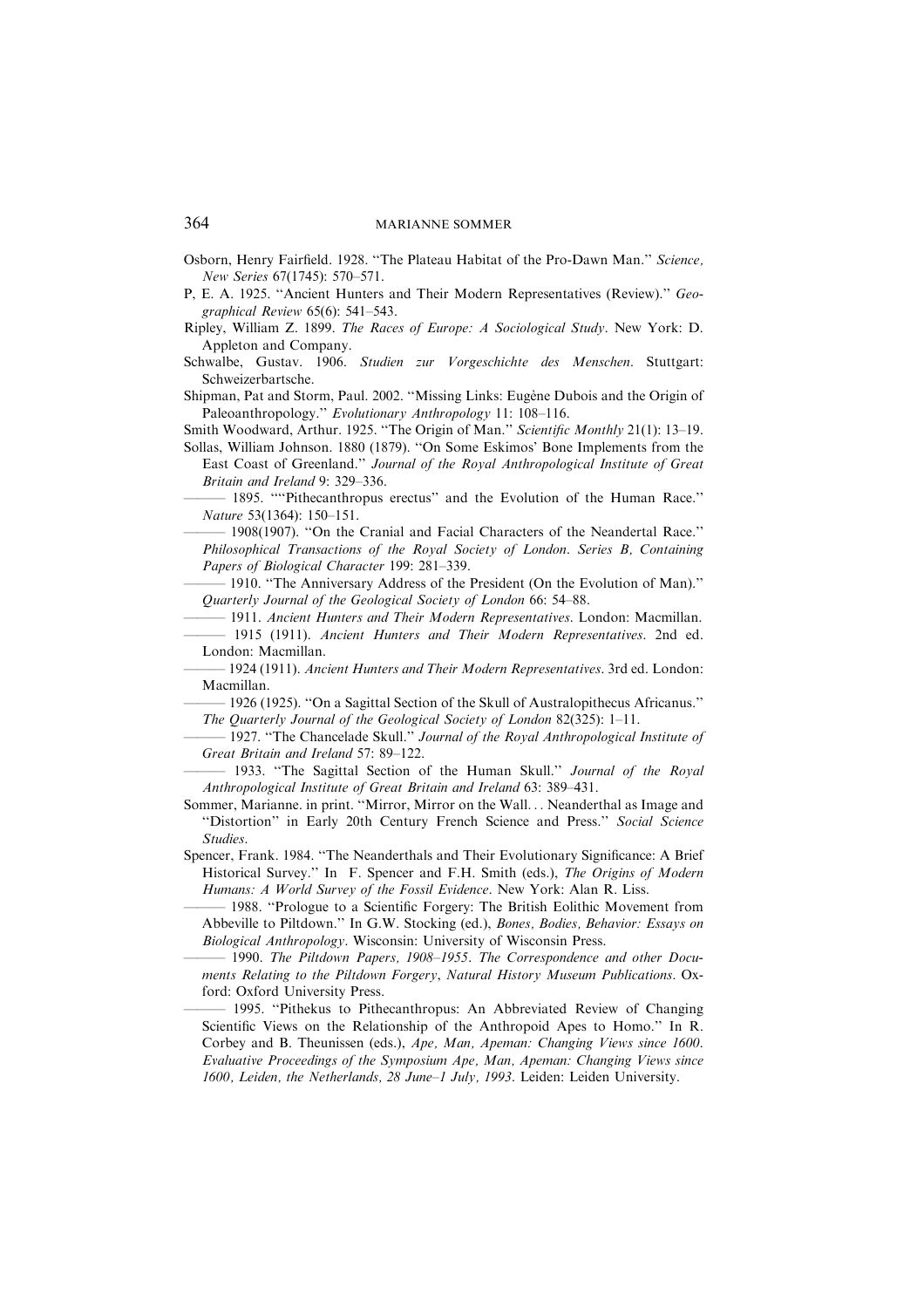Osborn, Henry Fairfield. 1928. "The Plateau Habitat of the Pro-Dawn Man." *Science, New Series* 67(1745): 570–571.

P, E. A. 1925. "Ancient Hunters and Their Modern Representatives (Review)." *Geographical Review* 65(6): 541–543.

Ripley, William Z. 1899. *The Races of Europe: A Sociological Study*. New York: D. Appleton and Company.

Schwalbe, Gustav. 1906. *Studien zur Vorgeschichte des Menschen*. Stuttgart: Schweizerbartsche.

Shipman, Pat and Storm, Paul. 2002. "Missing Links: Eugène Dubois and the Origin of Paleoanthropology." *Evolutionary Anthropology* 11: 108–116.

Smith Woodward, Arthur. 1925. "The Origin of Man." *Scientific Monthly* 21(1): 13–19.

Sollas, William Johnson. 1880 (1879). "On Some Eskimos' Bone Implements from the East Coast of Greenland." *Journal of the Royal Anthropological Institute of Great Britain and Ireland* 9: 329–336.

——— 1895. ""Pithecanthropus erectus" and the Evolution of the Human Race." *Nature* 53(1364): 150–151.

——— 1908(1907). "On the Cranial and Facial Characters of the Neandertal Race." *Philosophical Transactions of the Royal Society of London. Series B, Containing Papers of Biological Character* 199: 281–339.

——— 1910. "The Anniversary Address of the President (On the Evolution of Man)." *Quarterly Journal of the Geological Society of London* 66: 54–88.

——— 1911. *Ancient Hunters and Their Modern Representatives*. London: Macmillan.

——— 1915 (1911). *Ancient Hunters and Their Modern Representatives*. 2nd ed. London: Macmillan.

——— 1924 (1911). *Ancient Hunters and Their Modern Representatives*. 3rd ed. London: Macmillan.

——— 1926 (1925). "On a Sagittal Section of the Skull of Australopithecus Africanus." *The Quarterly Journal of the Geological Society of London* 82(325): 1–11.

——— 1927. "The Chancelade Skull." *Journal of the Royal Anthropological Institute of Great Britain and Ireland* 57: 89–122.

——— 1933. "The Sagittal Section of the Human Skull." *Journal of the Royal Anthropological Institute of Great Britain and Ireland* 63: 389–431.

Sommer, Marianne. in print. "Mirror, Mirror on the Wall... Neanderthal as Image and "Distortion" in Early 20th Century French Science and Press." *Social Science Studies*.

Spencer, Frank. 1984. "The Neanderthals and Their Evolutionary Significance: A Brief Historical Survey." In F. Spencer and F.H. Smith (eds.), *The Origins of Modern Humans: A World Survey of the Fossil Evidence*. New York: Alan R. Liss.

——— 1988. "Prologue to a Scientific Forgery: The British Eolithic Movement from Abbeville to Piltdown." In G.W. Stocking (ed.), *Bones, Bodies, Behavior: Essays on Biological Anthropology*. Wisconsin: University of Wisconsin Press.

——— 1990. *The Piltdown Papers, 1908–1955. The Correspondence and other Documents Relating to the Piltdown Forgery*, *Natural History Museum Publications*. Oxford: Oxford University Press.

——— 1995. "Pithekus to Pithecanthropus: An Abbreviated Review of Changing Scientific Views on the Relationship of the Anthropoid Apes to Homo." In R. Corbey and B. Theunissen (eds.), *Ape, Man, Apeman: Changing Views since 1600. Evaluative Proceedings of the Symposium Ape, Man, Apeman: Changing Views since 1600, Leiden, the Netherlands, 28 June–1 July, 1993*. Leiden: Leiden University.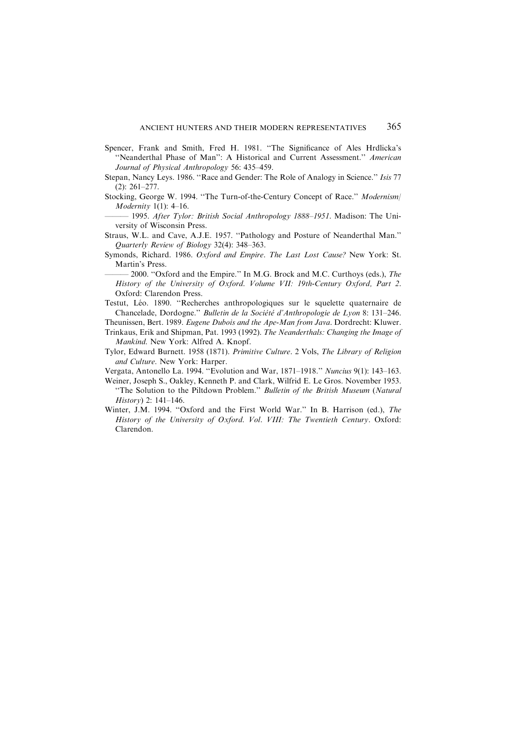Spencer, Frank and Smith, Fred H. 1981. "The Significance of Ales Hrdlicka's "Neanderthal Phase of Man": A Historical and Current Assessment." *American Journal of Physical Anthropology* 56: 435–459.

Stepan, Nancy Leys. 1986. "Race and Gender: The Role of Analogy in Science." *Isis* 77 (2): 261–277.

Stocking, George W. 1994. "The Turn-of-the-Century Concept of Race." *Modernism/Modernity* 1(1): 4–16.

——— 1995. *After Tylor: British Social Anthropology 1888–1951*. Madison: The University of Wisconsin Press.

Straus, W.L. and Cave, A.J.E. 1957. "Pathology and Posture of Neanderthal Man." *Quarterly Review of Biology* 32(4): 348–363.

Symonds, Richard. 1986. *Oxford and Empire. The Last Lost Cause?* New York: St. Martin's Press.

——— 2000. "Oxford and the Empire." In M.G. Brock and M.C. Curthoys (eds.), *The History of the University of Oxford. Volume VII: 19th-Century Oxford, Part 2*. Oxford: Clarendon Press.

Testut, Léo. 1890. "Recherches anthropologiques sur le squelette quaternaire de Chancelade, Dordogne." *Bulletin de la Société d'Anthropologie de Lyon* 8: 131–246.

Theunissen, Bert. 1989. *Eugene Dubois and the Ape-Man from Java*. Dordrecht: Kluwer.

Trinkaus, Erik and Shipman, Pat. 1993 (1992). *The Neanderthals: Changing the Image of Mankind*. New York: Alfred A. Knopf.

Tylor, Edward Burnett. 1958 (1871). *Primitive Culture*. 2 Vols, *The Library of Religion and Culture*. New York: Harper.

Vergata, Antonello La. 1994. "Evolution and War, 1871–1918." *Nuncius* 9(1): 143–163.

Weiner, Joseph S., Oakley, Kenneth P. and Clark, Wilfrid E. Le Gros. November 1953. "The Solution to the Piltdown Problem." *Bulletin of the British Museum* (*Natural History*) 2: 141–146.

Winter, J.M. 1994. "Oxford and the First World War." In B. Harrison (ed.), *The History of the University of Oxford. Vol. VIII: The Twentieth Century*. Oxford: Clarendon.